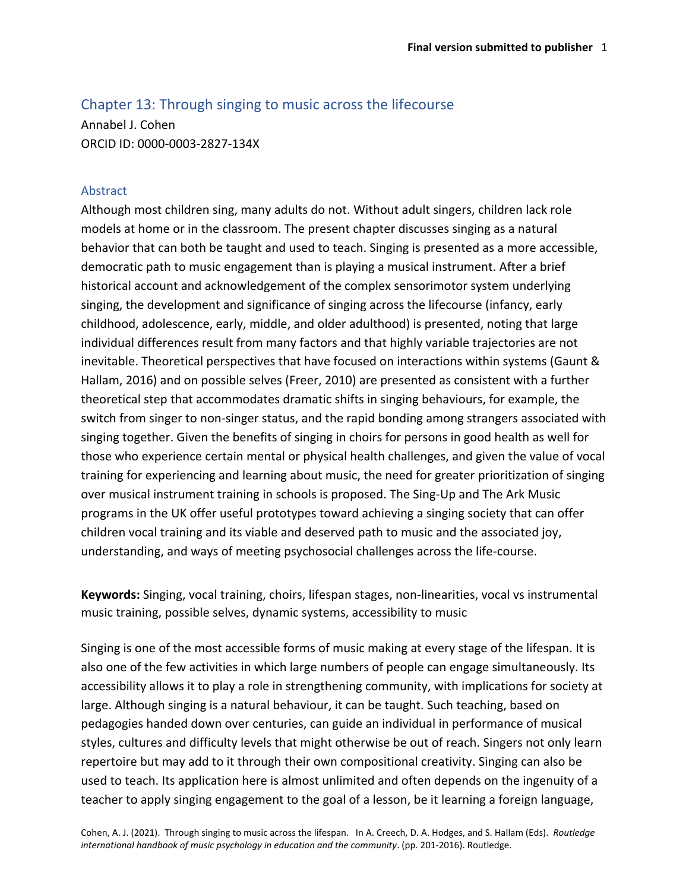## Chapter 13: Through singing to music across the lifecourse

Annabel J. Cohen
ORCID ID: 0000-0003-2827-134X

### Abstract

Although most children sing, many adults do not. Without adult singers, children lack role models at home or in the classroom. The present chapter discusses singing as a natural behavior that can both be taught and used to teach. Singing is presented as a more accessible, democratic path to music engagement than is playing a musical instrument. After a brief historical account and acknowledgement of the complex sensorimotor system underlying singing, the development and significance of singing across the lifecourse (infancy, early childhood, adolescence, early, middle, and older adulthood) is presented, noting that large individual differences result from many factors and that highly variable trajectories are not inevitable. Theoretical perspectives that have focused on interactions within systems (Gaunt & Hallam, 2016) and on possible selves (Freer, 2010) are presented as consistent with a further theoretical step that accommodates dramatic shifts in singing behaviours, for example, the switch from singer to non-singer status, and the rapid bonding among strangers associated with singing together. Given the benefits of singing in choirs for persons in good health as well for those who experience certain mental or physical health challenges, and given the value of vocal training for experiencing and learning about music, the need for greater prioritization of singing over musical instrument training in schools is proposed. The Sing-Up and The Ark Music programs in the UK offer useful prototypes toward achieving a singing society that can offer children vocal training and its viable and deserved path to music and the associated joy, understanding, and ways of meeting psychosocial challenges across the life-course.

**Keywords:** Singing, vocal training, choirs, lifespan stages, non-linearities, vocal vs instrumental music training, possible selves, dynamic systems, accessibility to music

Singing is one of the most accessible forms of music making at every stage of the lifespan. It is also one of the few activities in which large numbers of people can engage simultaneously. Its accessibility allows it to play a role in strengthening community, with implications for society at large. Although singing is a natural behaviour, it can be taught. Such teaching, based on pedagogies handed down over centuries, can guide an individual in performance of musical styles, cultures and difficulty levels that might otherwise be out of reach. Singers not only learn repertoire but may add to it through their own compositional creativity. Singing can also be used to teach. Its application here is almost unlimited and often depends on the ingenuity of a teacher to apply singing engagement to the goal of a lesson, be it learning a foreign language,

Cohen, A. J. (2021). Through singing to music across the lifespan. In A. Creech, D. A. Hodges, and S. Hallam (Eds). *Routledge international handbook of music psychology in education and the community*. (pp. 201-2016). Routledge.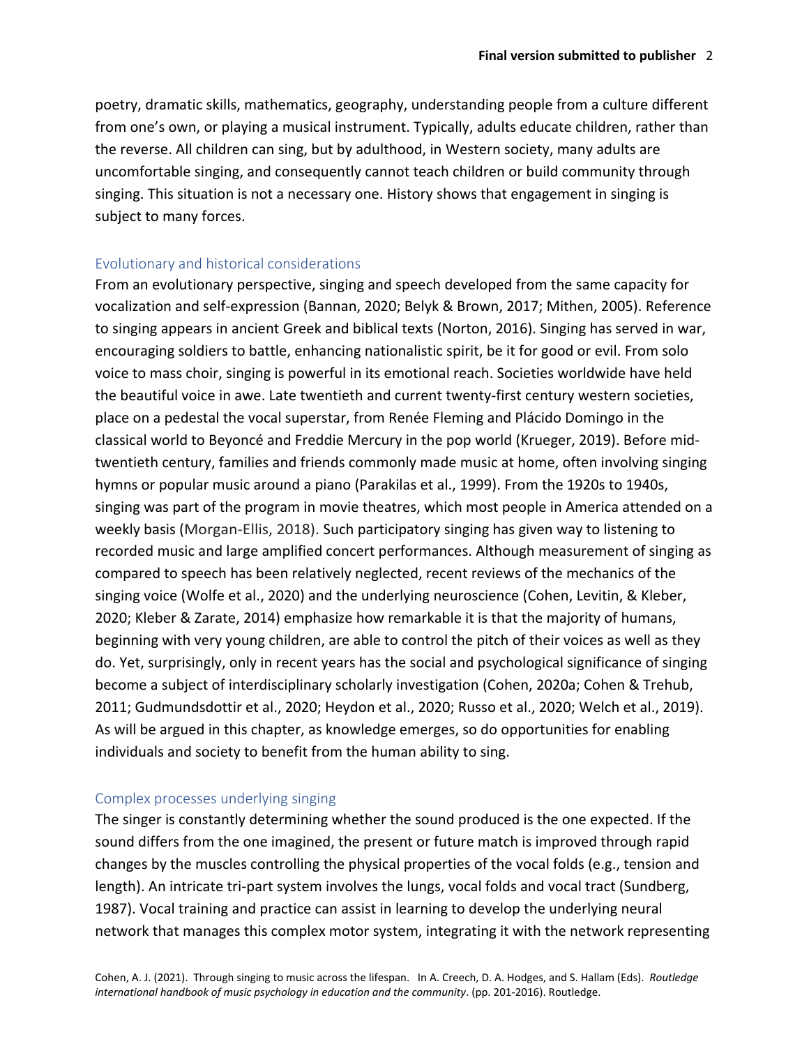poetry, dramatic skills, mathematics, geography, understanding people from a culture different from one's own, or playing a musical instrument. Typically, adults educate children, rather than the reverse. All children can sing, but by adulthood, in Western society, many adults are uncomfortable singing, and consequently cannot teach children or build community through singing. This situation is not a necessary one. History shows that engagement in singing is subject to many forces.

## Evolutionary and historical considerations

From an evolutionary perspective, singing and speech developed from the same capacity for vocalization and self-expression (Bannan, 2020; Belyk & Brown, 2017; Mithen, 2005). Reference to singing appears in ancient Greek and biblical texts (Norton, 2016). Singing has served in war, encouraging soldiers to battle, enhancing nationalistic spirit, be it for good or evil. From solo voice to mass choir, singing is powerful in its emotional reach. Societies worldwide have held the beautiful voice in awe. Late twentieth and current twenty-first century western societies, place on a pedestal the vocal superstar, from Renée Fleming and Plácido Domingo in the classical world to Beyoncé and Freddie Mercury in the pop world (Krueger, 2019). Before mid-twentieth century, families and friends commonly made music at home, often involving singing hymns or popular music around a piano (Parakilas et al., 1999). From the 1920s to 1940s, singing was part of the program in movie theatres, which most people in America attended on a weekly basis (Morgan-Ellis, 2018). Such participatory singing has given way to listening to recorded music and large amplified concert performances. Although measurement of singing as compared to speech has been relatively neglected, recent reviews of the mechanics of the singing voice (Wolfe et al., 2020) and the underlying neuroscience (Cohen, Levitin, & Kleber, 2020; Kleber & Zarate, 2014) emphasize how remarkable it is that the majority of humans, beginning with very young children, are able to control the pitch of their voices as well as they do. Yet, surprisingly, only in recent years has the social and psychological significance of singing become a subject of interdisciplinary scholarly investigation (Cohen, 2020a; Cohen & Trehub, 2011; Gudmundsdottir et al., 2020; Heydon et al., 2020; Russo et al., 2020; Welch et al., 2019). As will be argued in this chapter, as knowledge emerges, so do opportunities for enabling individuals and society to benefit from the human ability to sing.

## Complex processes underlying singing

The singer is constantly determining whether the sound produced is the one expected. If the sound differs from the one imagined, the present or future match is improved through rapid changes by the muscles controlling the physical properties of the vocal folds (e.g., tension and length). An intricate tri-part system involves the lungs, vocal folds and vocal tract (Sundberg, 1987). Vocal training and practice can assist in learning to develop the underlying neural network that manages this complex motor system, integrating it with the network representing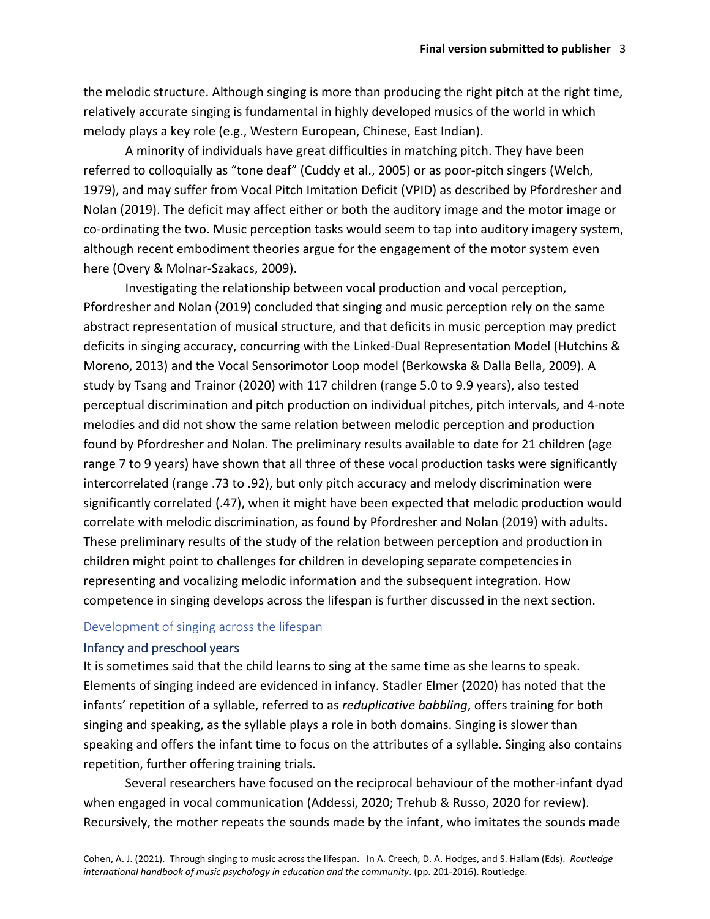the melodic structure. Although singing is more than producing the right pitch at the right time, relatively accurate singing is fundamental in highly developed musics of the world in which melody plays a key role (e.g., Western European, Chinese, East Indian).

A minority of individuals have great difficulties in matching pitch. They have been referred to colloquially as "tone deaf" (Cuddy et al., 2005) or as poor-pitch singers (Welch, 1979), and may suffer from Vocal Pitch Imitation Deficit (VPID) as described by Pfordresher and Nolan (2019). The deficit may affect either or both the auditory image and the motor image or co-ordinating the two. Music perception tasks would seem to tap into auditory imagery system, although recent embodiment theories argue for the engagement of the motor system even here (Overy & Molnar-Szakacs, 2009).

Investigating the relationship between vocal production and vocal perception, Pfordresher and Nolan (2019) concluded that singing and music perception rely on the same abstract representation of musical structure, and that deficits in music perception may predict deficits in singing accuracy, concurring with the Linked-Dual Representation Model (Hutchins & Moreno, 2013) and the Vocal Sensorimotor Loop model (Berkowska & Dalla Bella, 2009). A study by Tsang and Trainor (2020) with 117 children (range 5.0 to 9.9 years), also tested perceptual discrimination and pitch production on individual pitches, pitch intervals, and 4-note melodies and did not show the same relation between melodic perception and production found by Pfordresher and Nolan. The preliminary results available to date for 21 children (age range 7 to 9 years) have shown that all three of these vocal production tasks were significantly intercorrelated (range .73 to .92), but only pitch accuracy and melody discrimination were significantly correlated (.47), when it might have been expected that melodic production would correlate with melodic discrimination, as found by Pfordresher and Nolan (2019) with adults. These preliminary results of the study of the relation between perception and production in children might point to challenges for children in developing separate competencies in representing and vocalizing melodic information and the subsequent integration. How competence in singing develops across the lifespan is further discussed in the next section.

## Development of singing across the lifespan

### Infancy and preschool years

It is sometimes said that the child learns to sing at the same time as she learns to speak. Elements of singing indeed are evidenced in infancy. Stadler Elmer (2020) has noted that the infants' repetition of a syllable, referred to as *reduplicative babbling*, offers training for both singing and speaking, as the syllable plays a role in both domains. Singing is slower than speaking and offers the infant time to focus on the attributes of a syllable. Singing also contains repetition, further offering training trials.

Several researchers have focused on the reciprocal behaviour of the mother-infant dyad when engaged in vocal communication (Addessi, 2020; Trehub & Russo, 2020 for review). Recursively, the mother repeats the sounds made by the infant, who imitates the sounds made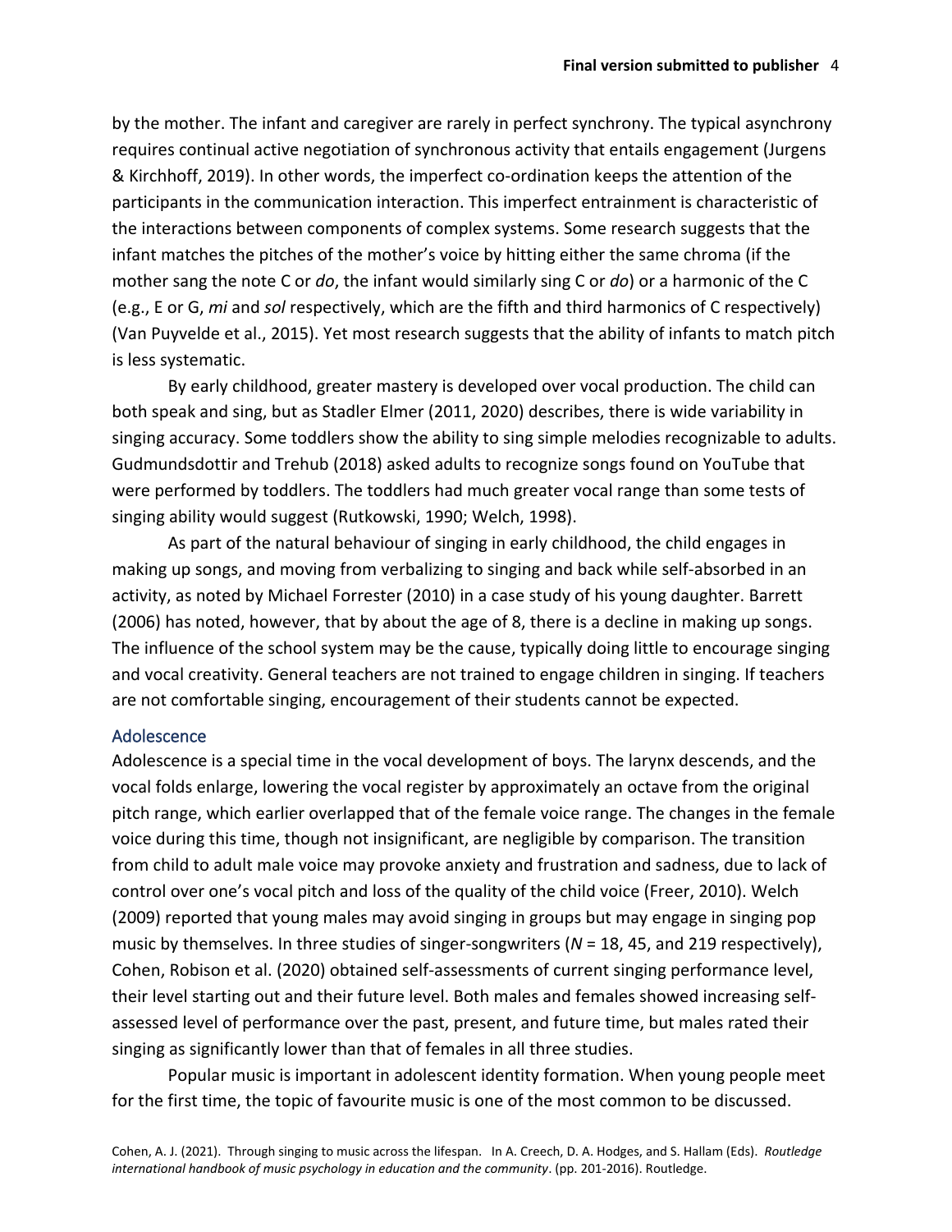by the mother. The infant and caregiver are rarely in perfect synchrony. The typical asynchrony requires continual active negotiation of synchronous activity that entails engagement (Jurgens & Kirchhoff, 2019). In other words, the imperfect co-ordination keeps the attention of the participants in the communication interaction. This imperfect entrainment is characteristic of the interactions between components of complex systems. Some research suggests that the infant matches the pitches of the mother's voice by hitting either the same chroma (if the mother sang the note C or *do*, the infant would similarly sing C or *do*) or a harmonic of the C (e.g., E or G, *mi* and *sol* respectively, which are the fifth and third harmonics of C respectively) (Van Puyvelde et al., 2015). Yet most research suggests that the ability of infants to match pitch is less systematic.

By early childhood, greater mastery is developed over vocal production. The child can both speak and sing, but as Stadler Elmer (2011, 2020) describes, there is wide variability in singing accuracy. Some toddlers show the ability to sing simple melodies recognizable to adults. Gudmundsdottir and Trehub (2018) asked adults to recognize songs found on YouTube that were performed by toddlers. The toddlers had much greater vocal range than some tests of singing ability would suggest (Rutkowski, 1990; Welch, 1998).

As part of the natural behaviour of singing in early childhood, the child engages in making up songs, and moving from verbalizing to singing and back while self-absorbed in an activity, as noted by Michael Forrester (2010) in a case study of his young daughter. Barrett (2006) has noted, however, that by about the age of 8, there is a decline in making up songs. The influence of the school system may be the cause, typically doing little to encourage singing and vocal creativity. General teachers are not trained to engage children in singing. If teachers are not comfortable singing, encouragement of their students cannot be expected.

## Adolescence

Adolescence is a special time in the vocal development of boys. The larynx descends, and the vocal folds enlarge, lowering the vocal register by approximately an octave from the original pitch range, which earlier overlapped that of the female voice range. The changes in the female voice during this time, though not insignificant, are negligible by comparison. The transition from child to adult male voice may provoke anxiety and frustration and sadness, due to lack of control over one's vocal pitch and loss of the quality of the child voice (Freer, 2010). Welch (2009) reported that young males may avoid singing in groups but may engage in singing pop music by themselves. In three studies of singer-songwriters ($N$ = 18, 45, and 219 respectively), Cohen, Robison et al. (2020) obtained self-assessments of current singing performance level, their level starting out and their future level. Both males and females showed increasing self-assessed level of performance over the past, present, and future time, but males rated their singing as significantly lower than that of females in all three studies.

Popular music is important in adolescent identity formation. When young people meet for the first time, the topic of favourite music is one of the most common to be discussed.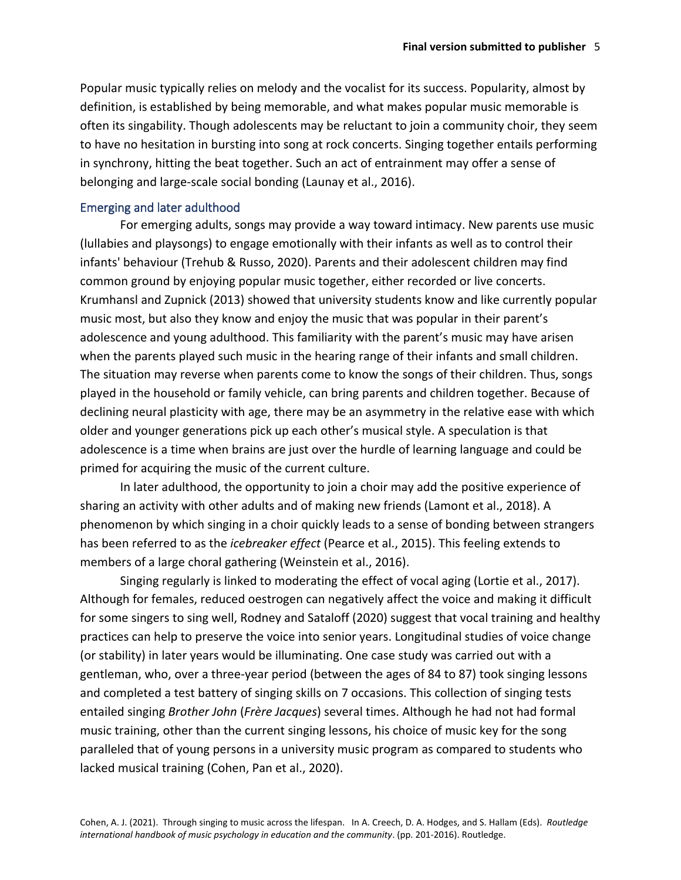Popular music typically relies on melody and the vocalist for its success. Popularity, almost by definition, is established by being memorable, and what makes popular music memorable is often its singability. Though adolescents may be reluctant to join a community choir, they seem to have no hesitation in bursting into song at rock concerts. Singing together entails performing in synchrony, hitting the beat together. Such an act of entrainment may offer a sense of belonging and large-scale social bonding (Launay et al., 2016).

## Emerging and later adulthood

For emerging adults, songs may provide a way toward intimacy. New parents use music (lullabies and playsongs) to engage emotionally with their infants as well as to control their infants' behaviour (Trehub & Russo, 2020). Parents and their adolescent children may find common ground by enjoying popular music together, either recorded or live concerts. Krumhansl and Zupnick (2013) showed that university students know and like currently popular music most, but also they know and enjoy the music that was popular in their parent's adolescence and young adulthood. This familiarity with the parent's music may have arisen when the parents played such music in the hearing range of their infants and small children. The situation may reverse when parents come to know the songs of their children. Thus, songs played in the household or family vehicle, can bring parents and children together. Because of declining neural plasticity with age, there may be an asymmetry in the relative ease with which older and younger generations pick up each other's musical style. A speculation is that adolescence is a time when brains are just over the hurdle of learning language and could be primed for acquiring the music of the current culture.

In later adulthood, the opportunity to join a choir may add the positive experience of sharing an activity with other adults and of making new friends (Lamont et al., 2018). A phenomenon by which singing in a choir quickly leads to a sense of bonding between strangers has been referred to as the *icebreaker effect* (Pearce et al., 2015). This feeling extends to members of a large choral gathering (Weinstein et al., 2016).

Singing regularly is linked to moderating the effect of vocal aging (Lortie et al., 2017). Although for females, reduced oestrogen can negatively affect the voice and making it difficult for some singers to sing well, Rodney and Sataloff (2020) suggest that vocal training and healthy practices can help to preserve the voice into senior years. Longitudinal studies of voice change (or stability) in later years would be illuminating. One case study was carried out with a gentleman, who, over a three-year period (between the ages of 84 to 87) took singing lessons and completed a test battery of singing skills on 7 occasions. This collection of singing tests entailed singing *Brother John* (*Frère Jacques*) several times. Although he had not had formal music training, other than the current singing lessons, his choice of music key for the song paralleled that of young persons in a university music program as compared to students who lacked musical training (Cohen, Pan et al., 2020).

Cohen, A. J. (2021). Through singing to music across the lifespan. In A. Creech, D. A. Hodges, and S. Hallam (Eds). *Routledge international handbook of music psychology in education and the community*. (pp. 201-2016). Routledge.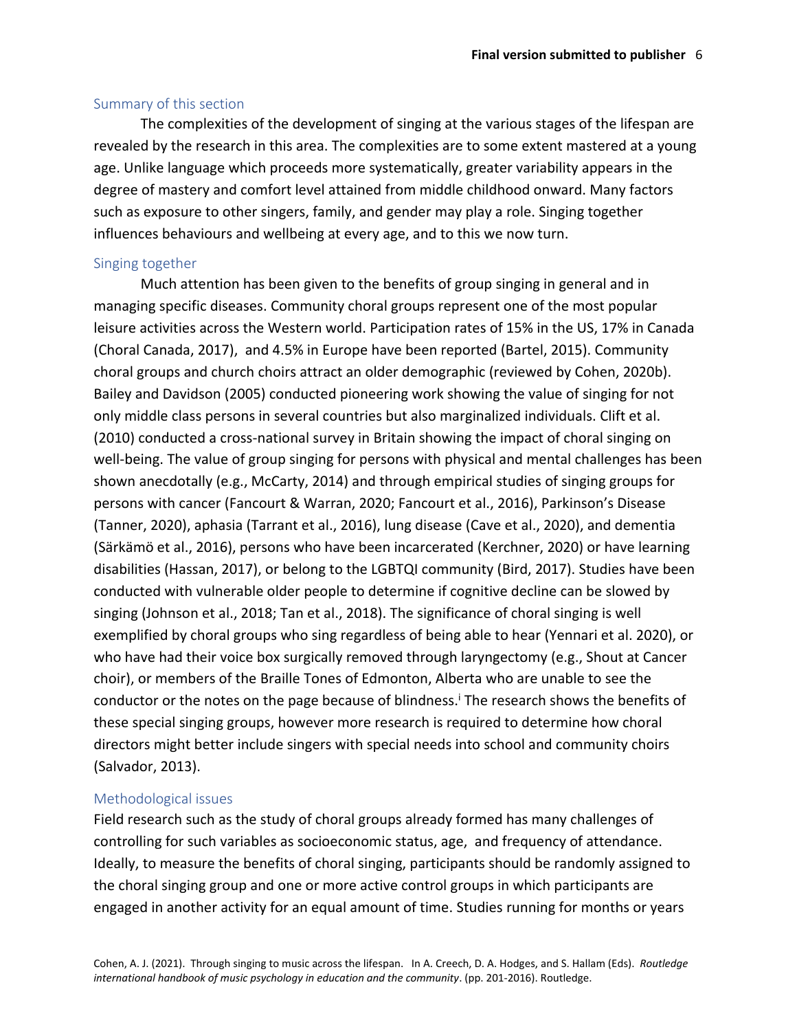## Summary of this section

The complexities of the development of singing at the various stages of the lifespan are revealed by the research in this area. The complexities are to some extent mastered at a young age. Unlike language which proceeds more systematically, greater variability appears in the degree of mastery and comfort level attained from middle childhood onward. Many factors such as exposure to other singers, family, and gender may play a role. Singing together influences behaviours and wellbeing at every age, and to this we now turn.

## Singing together

Much attention has been given to the benefits of group singing in general and in managing specific diseases. Community choral groups represent one of the most popular leisure activities across the Western world. Participation rates of 15% in the US, 17% in Canada (Choral Canada, 2017), and 4.5% in Europe have been reported (Bartel, 2015). Community choral groups and church choirs attract an older demographic (reviewed by Cohen, 2020b). Bailey and Davidson (2005) conducted pioneering work showing the value of singing for not only middle class persons in several countries but also marginalized individuals. Clift et al. (2010) conducted a cross-national survey in Britain showing the impact of choral singing on well-being. The value of group singing for persons with physical and mental challenges has been shown anecdotally (e.g., McCarty, 2014) and through empirical studies of singing groups for persons with cancer (Fancourt & Warran, 2020; Fancourt et al., 2016), Parkinson's Disease (Tanner, 2020), aphasia (Tarrant et al., 2016), lung disease (Cave et al., 2020), and dementia (Särkämö et al., 2016), persons who have been incarcerated (Kerchner, 2020) or have learning disabilities (Hassan, 2017), or belong to the LGBTQI community (Bird, 2017). Studies have been conducted with vulnerable older people to determine if cognitive decline can be slowed by singing (Johnson et al., 2018; Tan et al., 2018). The significance of choral singing is well exemplified by choral groups who sing regardless of being able to hear (Yennari et al. 2020), or who have had their voice box surgically removed through laryngectomy (e.g., Shout at Cancer choir), or members of the Braille Tones of Edmonton, Alberta who are unable to see the conductor or the notes on the page because of blindness.[i] The research shows the benefits of these special singing groups, however more research is required to determine how choral directors might better include singers with special needs into school and community choirs (Salvador, 2013).

## Methodological issues

Field research such as the study of choral groups already formed has many challenges of controlling for such variables as socioeconomic status, age, and frequency of attendance. Ideally, to measure the benefits of choral singing, participants should be randomly assigned to the choral singing group and one or more active control groups in which participants are engaged in another activity for an equal amount of time. Studies running for months or years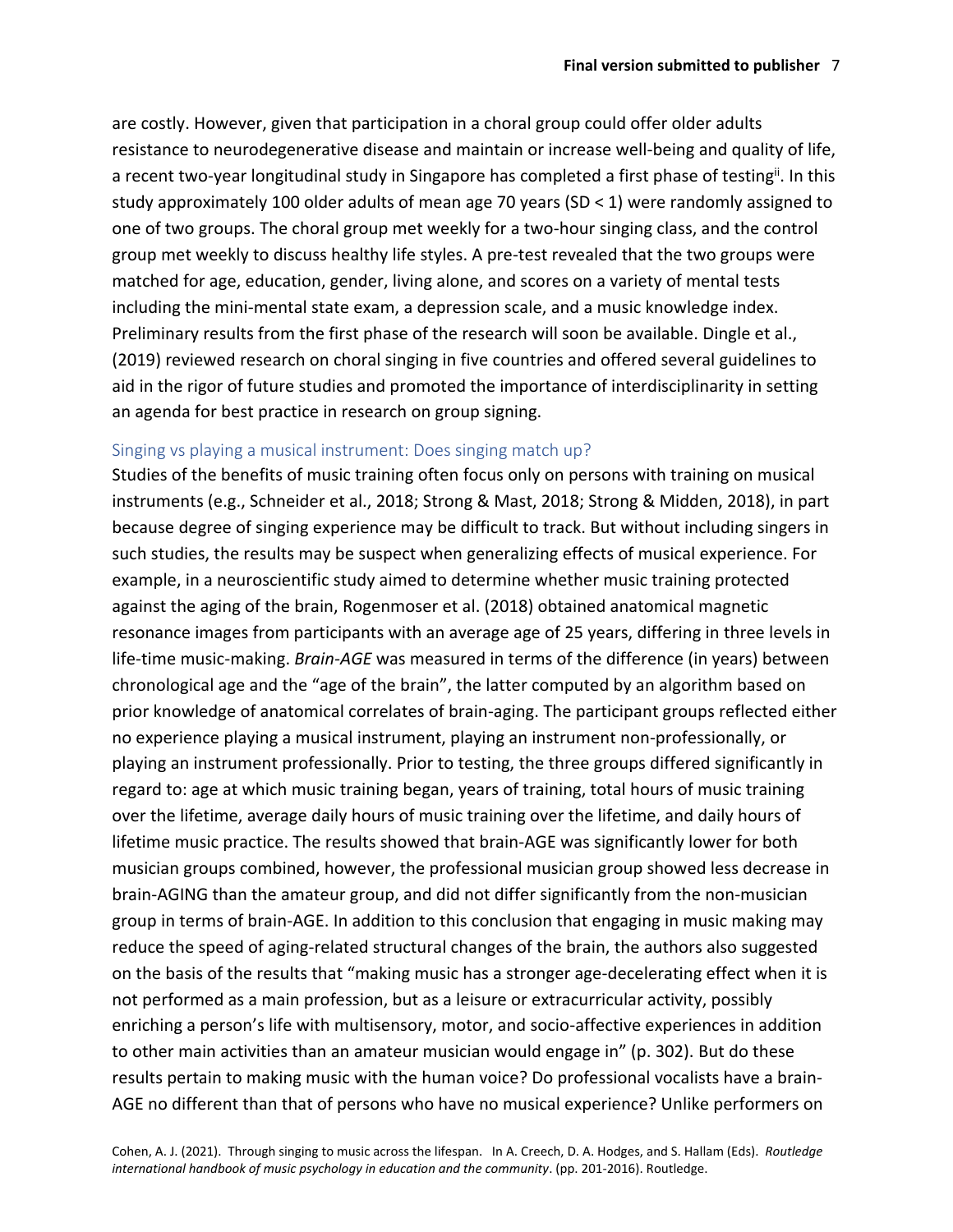are costly. However, given that participation in a choral group could offer older adults resistance to neurodegenerative disease and maintain or increase well-being and quality of life, a recent two-year longitudinal study in Singapore has completed a first phase of testing[ii]. In this study approximately 100 older adults of mean age 70 years (SD < 1) were randomly assigned to one of two groups. The choral group met weekly for a two-hour singing class, and the control group met weekly to discuss healthy life styles. A pre-test revealed that the two groups were matched for age, education, gender, living alone, and scores on a variety of mental tests including the mini-mental state exam, a depression scale, and a music knowledge index. Preliminary results from the first phase of the research will soon be available. Dingle et al., (2019) reviewed research on choral singing in five countries and offered several guidelines to aid in the rigor of future studies and promoted the importance of interdisciplinarity in setting an agenda for best practice in research on group signing.

### Singing vs playing a musical instrument: Does singing match up?

Studies of the benefits of music training often focus only on persons with training on musical instruments (e.g., Schneider et al., 2018; Strong & Mast, 2018; Strong & Midden, 2018), in part because degree of singing experience may be difficult to track. But without including singers in such studies, the results may be suspect when generalizing effects of musical experience. For example, in a neuroscientific study aimed to determine whether music training protected against the aging of the brain, Rogenmoser et al. (2018) obtained anatomical magnetic resonance images from participants with an average age of 25 years, differing in three levels in life-time music-making. *Brain-AGE* was measured in terms of the difference (in years) between chronological age and the "age of the brain", the latter computed by an algorithm based on prior knowledge of anatomical correlates of brain-aging. The participant groups reflected either no experience playing a musical instrument, playing an instrument non-professionally, or playing an instrument professionally. Prior to testing, the three groups differed significantly in regard to: age at which music training began, years of training, total hours of music training over the lifetime, average daily hours of music training over the lifetime, and daily hours of lifetime music practice. The results showed that brain-AGE was significantly lower for both musician groups combined, however, the professional musician group showed less decrease in brain-AGING than the amateur group, and did not differ significantly from the non-musician group in terms of brain-AGE. In addition to this conclusion that engaging in music making may reduce the speed of aging-related structural changes of the brain, the authors also suggested on the basis of the results that "making music has a stronger age-decelerating effect when it is not performed as a main profession, but as a leisure or extracurricular activity, possibly enriching a person's life with multisensory, motor, and socio-affective experiences in addition to other main activities than an amateur musician would engage in" (p. 302). But do these results pertain to making music with the human voice? Do professional vocalists have a brain-AGE no different than that of persons who have no musical experience? Unlike performers on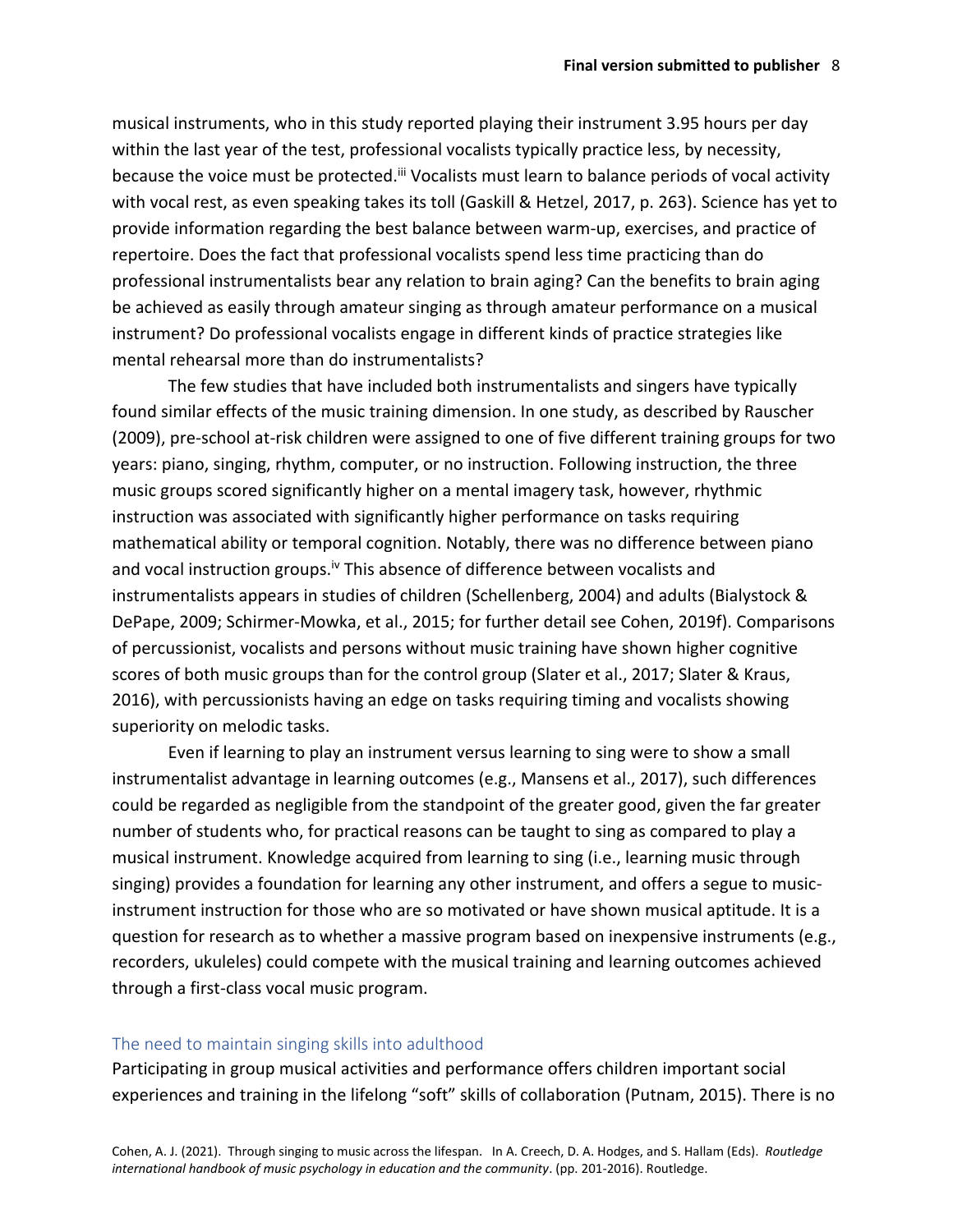musical instruments, who in this study reported playing their instrument 3.95 hours per day within the last year of the test, professional vocalists typically practice less, by necessity, because the voice must be protected.[iii] Vocalists must learn to balance periods of vocal activity with vocal rest, as even speaking takes its toll (Gaskill & Hetzel, 2017, p. 263). Science has yet to provide information regarding the best balance between warm-up, exercises, and practice of repertoire. Does the fact that professional vocalists spend less time practicing than do professional instrumentalists bear any relation to brain aging? Can the benefits to brain aging be achieved as easily through amateur singing as through amateur performance on a musical instrument? Do professional vocalists engage in different kinds of practice strategies like mental rehearsal more than do instrumentalists?

The few studies that have included both instrumentalists and singers have typically found similar effects of the music training dimension. In one study, as described by Rauscher (2009), pre-school at-risk children were assigned to one of five different training groups for two years: piano, singing, rhythm, computer, or no instruction. Following instruction, the three music groups scored significantly higher on a mental imagery task, however, rhythmic instruction was associated with significantly higher performance on tasks requiring mathematical ability or temporal cognition. Notably, there was no difference between piano and vocal instruction groups.[iv] This absence of difference between vocalists and instrumentalists appears in studies of children (Schellenberg, 2004) and adults (Bialystock & DePape, 2009; Schirmer-Mowka, et al., 2015; for further detail see Cohen, 2019f). Comparisons of percussionist, vocalists and persons without music training have shown higher cognitive scores of both music groups than for the control group (Slater et al., 2017; Slater & Kraus, 2016), with percussionists having an edge on tasks requiring timing and vocalists showing superiority on melodic tasks.

Even if learning to play an instrument versus learning to sing were to show a small instrumentalist advantage in learning outcomes (e.g., Mansens et al., 2017), such differences could be regarded as negligible from the standpoint of the greater good, given the far greater number of students who, for practical reasons can be taught to sing as compared to play a musical instrument. Knowledge acquired from learning to sing (i.e., learning music through singing) provides a foundation for learning any other instrument, and offers a segue to music-instrument instruction for those who are so motivated or have shown musical aptitude. It is a question for research as to whether a massive program based on inexpensive instruments (e.g., recorders, ukuleles) could compete with the musical training and learning outcomes achieved through a first-class vocal music program.

## The need to maintain singing skills into adulthood

Participating in group musical activities and performance offers children important social experiences and training in the lifelong "soft" skills of collaboration (Putnam, 2015). There is no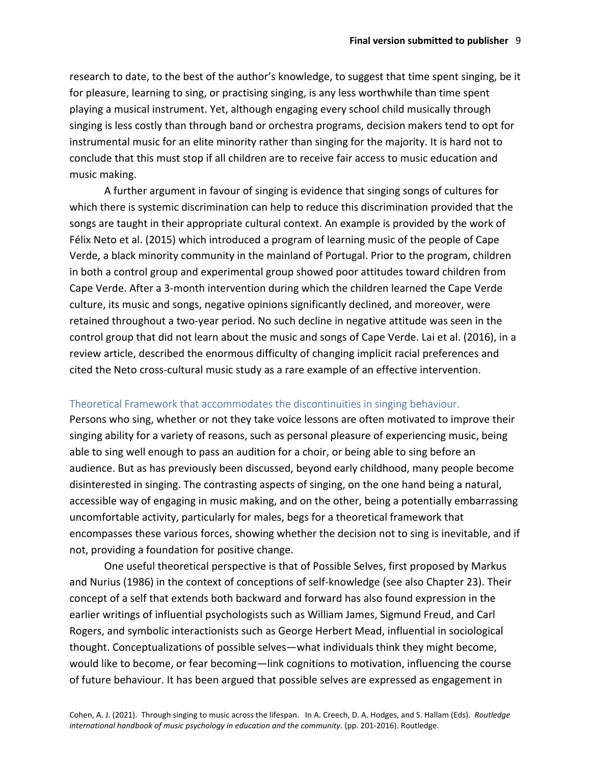research to date, to the best of the author's knowledge, to suggest that time spent singing, be it for pleasure, learning to sing, or practising singing, is any less worthwhile than time spent playing a musical instrument. Yet, although engaging every school child musically through singing is less costly than through band or orchestra programs, decision makers tend to opt for instrumental music for an elite minority rather than singing for the majority. It is hard not to conclude that this must stop if all children are to receive fair access to music education and music making.

A further argument in favour of singing is evidence that singing songs of cultures for which there is systemic discrimination can help to reduce this discrimination provided that the songs are taught in their appropriate cultural context. An example is provided by the work of Félix Neto et al. (2015) which introduced a program of learning music of the people of Cape Verde, a black minority community in the mainland of Portugal. Prior to the program, children in both a control group and experimental group showed poor attitudes toward children from Cape Verde. After a 3-month intervention during which the children learned the Cape Verde culture, its music and songs, negative opinions significantly declined, and moreover, were retained throughout a two-year period. No such decline in negative attitude was seen in the control group that did not learn about the music and songs of Cape Verde. Lai et al. (2016), in a review article, described the enormous difficulty of changing implicit racial preferences and cited the Neto cross-cultural music study as a rare example of an effective intervention.

## Theoretical Framework that accommodates the discontinuities in singing behaviour.

Persons who sing, whether or not they take voice lessons are often motivated to improve their singing ability for a variety of reasons, such as personal pleasure of experiencing music, being able to sing well enough to pass an audition for a choir, or being able to sing before an audience. But as has previously been discussed, beyond early childhood, many people become disinterested in singing. The contrasting aspects of singing, on the one hand being a natural, accessible way of engaging in music making, and on the other, being a potentially embarrassing uncomfortable activity, particularly for males, begs for a theoretical framework that encompasses these various forces, showing whether the decision not to sing is inevitable, and if not, providing a foundation for positive change.

One useful theoretical perspective is that of Possible Selves, first proposed by Markus and Nurius (1986) in the context of conceptions of self-knowledge (see also Chapter 23). Their concept of a self that extends both backward and forward has also found expression in the earlier writings of influential psychologists such as William James, Sigmund Freud, and Carl Rogers, and symbolic interactionists such as George Herbert Mead, influential in sociological thought. Conceptualizations of possible selves—what individuals think they might become, would like to become, or fear becoming—link cognitions to motivation, influencing the course of future behaviour. It has been argued that possible selves are expressed as engagement in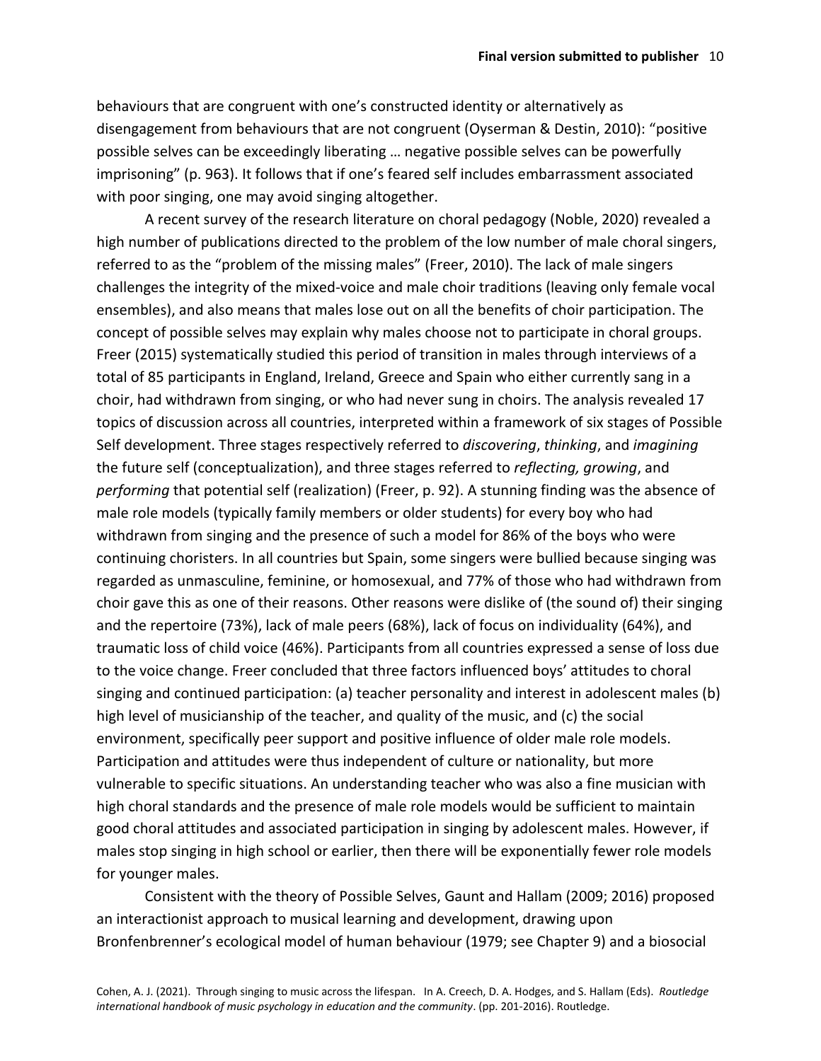behaviours that are congruent with one's constructed identity or alternatively as disengagement from behaviours that are not congruent (Oyserman & Destin, 2010): "positive possible selves can be exceedingly liberating … negative possible selves can be powerfully imprisoning" (p. 963). It follows that if one's feared self includes embarrassment associated with poor singing, one may avoid singing altogether.

A recent survey of the research literature on choral pedagogy (Noble, 2020) revealed a high number of publications directed to the problem of the low number of male choral singers, referred to as the "problem of the missing males" (Freer, 2010). The lack of male singers challenges the integrity of the mixed-voice and male choir traditions (leaving only female vocal ensembles), and also means that males lose out on all the benefits of choir participation. The concept of possible selves may explain why males choose not to participate in choral groups. Freer (2015) systematically studied this period of transition in males through interviews of a total of 85 participants in England, Ireland, Greece and Spain who either currently sang in a choir, had withdrawn from singing, or who had never sung in choirs. The analysis revealed 17 topics of discussion across all countries, interpreted within a framework of six stages of Possible Self development. Three stages respectively referred to *discovering*, *thinking*, and *imagining* the future self (conceptualization), and three stages referred to *reflecting, growing*, and *performing* that potential self (realization) (Freer, p. 92). A stunning finding was the absence of male role models (typically family members or older students) for every boy who had withdrawn from singing and the presence of such a model for 86% of the boys who were continuing choristers. In all countries but Spain, some singers were bullied because singing was regarded as unmasculine, feminine, or homosexual, and 77% of those who had withdrawn from choir gave this as one of their reasons. Other reasons were dislike of (the sound of) their singing and the repertoire (73%), lack of male peers (68%), lack of focus on individuality (64%), and traumatic loss of child voice (46%). Participants from all countries expressed a sense of loss due to the voice change. Freer concluded that three factors influenced boys' attitudes to choral singing and continued participation: (a) teacher personality and interest in adolescent males (b) high level of musicianship of the teacher, and quality of the music, and (c) the social environment, specifically peer support and positive influence of older male role models. Participation and attitudes were thus independent of culture or nationality, but more vulnerable to specific situations. An understanding teacher who was also a fine musician with high choral standards and the presence of male role models would be sufficient to maintain good choral attitudes and associated participation in singing by adolescent males. However, if males stop singing in high school or earlier, then there will be exponentially fewer role models for younger males.

Consistent with the theory of Possible Selves, Gaunt and Hallam (2009; 2016) proposed an interactionist approach to musical learning and development, drawing upon Bronfenbrenner's ecological model of human behaviour (1979; see Chapter 9) and a biosocial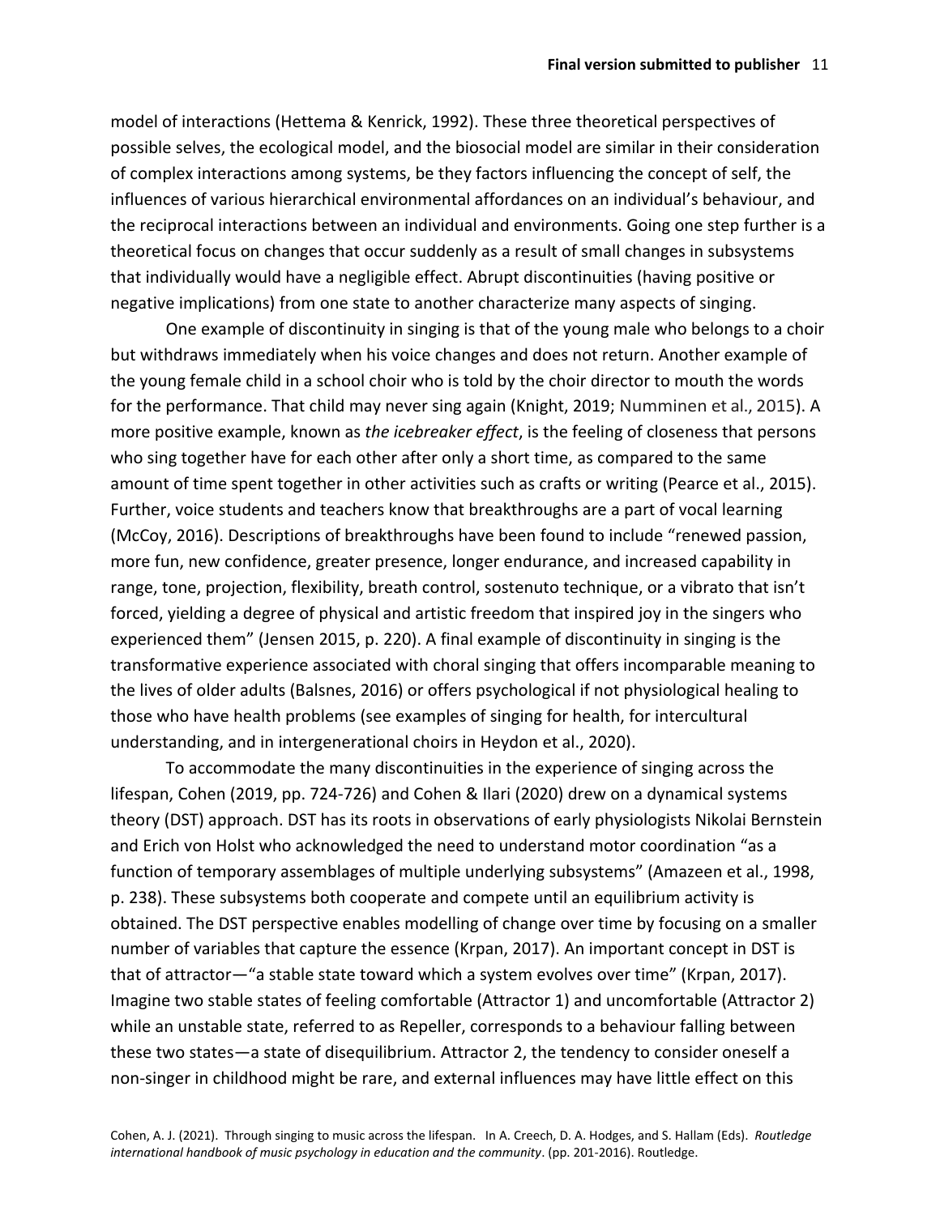model of interactions (Hettema & Kenrick, 1992). These three theoretical perspectives of possible selves, the ecological model, and the biosocial model are similar in their consideration of complex interactions among systems, be they factors influencing the concept of self, the influences of various hierarchical environmental affordances on an individual's behaviour, and the reciprocal interactions between an individual and environments. Going one step further is a theoretical focus on changes that occur suddenly as a result of small changes in subsystems that individually would have a negligible effect. Abrupt discontinuities (having positive or negative implications) from one state to another characterize many aspects of singing.

One example of discontinuity in singing is that of the young male who belongs to a choir but withdraws immediately when his voice changes and does not return. Another example of the young female child in a school choir who is told by the choir director to mouth the words for the performance. That child may never sing again (Knight, 2019; Numminen et al., 2015). A more positive example, known as *the icebreaker effect*, is the feeling of closeness that persons who sing together have for each other after only a short time, as compared to the same amount of time spent together in other activities such as crafts or writing (Pearce et al., 2015). Further, voice students and teachers know that breakthroughs are a part of vocal learning (McCoy, 2016). Descriptions of breakthroughs have been found to include "renewed passion, more fun, new confidence, greater presence, longer endurance, and increased capability in range, tone, projection, flexibility, breath control, sostenuto technique, or a vibrato that isn't forced, yielding a degree of physical and artistic freedom that inspired joy in the singers who experienced them" (Jensen 2015, p. 220). A final example of discontinuity in singing is the transformative experience associated with choral singing that offers incomparable meaning to the lives of older adults (Balsnes, 2016) or offers psychological if not physiological healing to those who have health problems (see examples of singing for health, for intercultural understanding, and in intergenerational choirs in Heydon et al., 2020).

To accommodate the many discontinuities in the experience of singing across the lifespan, Cohen (2019, pp. 724-726) and Cohen & Ilari (2020) drew on a dynamical systems theory (DST) approach. DST has its roots in observations of early physiologists Nikolai Bernstein and Erich von Holst who acknowledged the need to understand motor coordination "as a function of temporary assemblages of multiple underlying subsystems" (Amazeen et al., 1998, p. 238). These subsystems both cooperate and compete until an equilibrium activity is obtained. The DST perspective enables modelling of change over time by focusing on a smaller number of variables that capture the essence (Krpan, 2017). An important concept in DST is that of attractor—"a stable state toward which a system evolves over time" (Krpan, 2017). Imagine two stable states of feeling comfortable (Attractor 1) and uncomfortable (Attractor 2) while an unstable state, referred to as Repeller, corresponds to a behaviour falling between these two states—a state of disequilibrium. Attractor 2, the tendency to consider oneself a non-singer in childhood might be rare, and external influences may have little effect on this

Cohen, A. J. (2021). Through singing to music across the lifespan. In A. Creech, D. A. Hodges, and S. Hallam (Eds). *Routledge international handbook of music psychology in education and the community*. (pp. 201-2016). Routledge.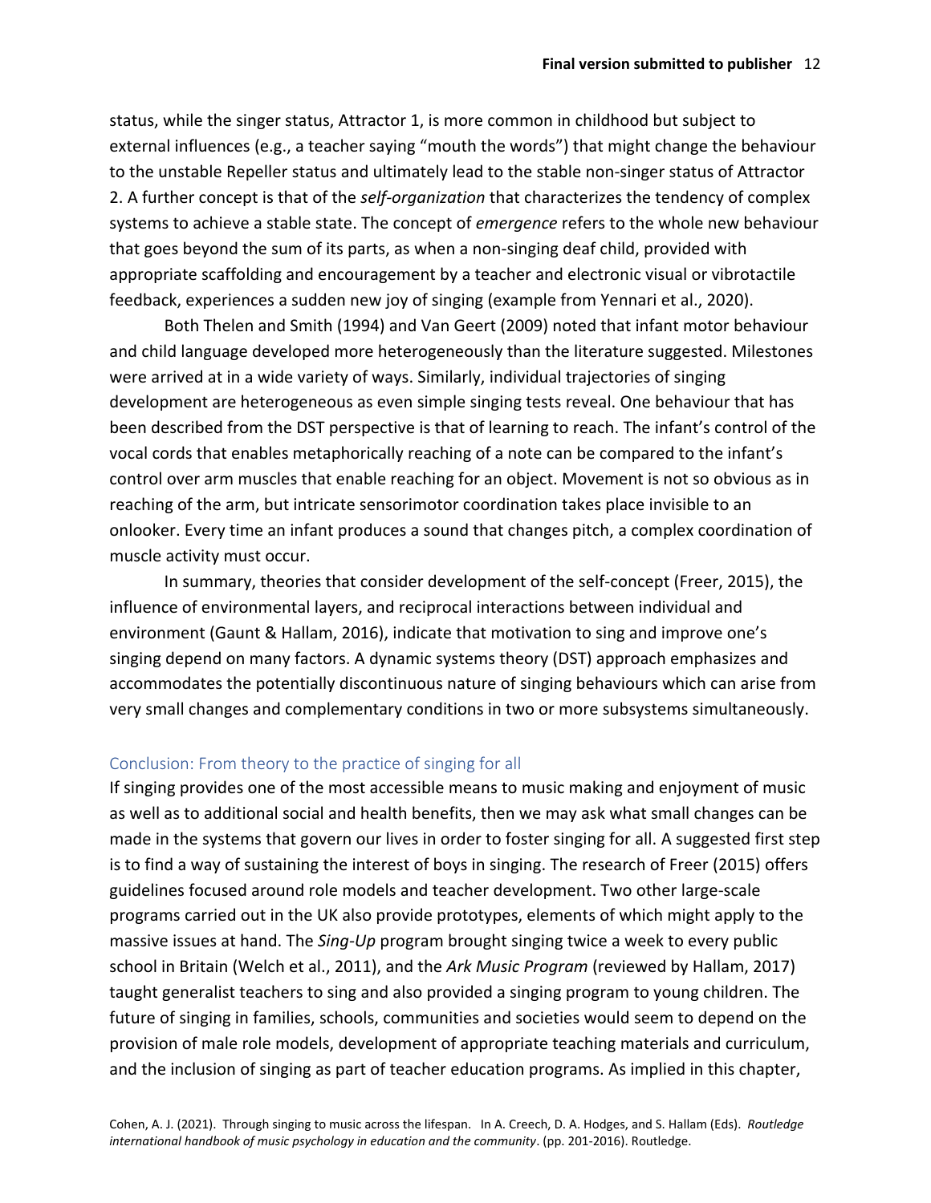status, while the singer status, Attractor 1, is more common in childhood but subject to external influences (e.g., a teacher saying "mouth the words") that might change the behaviour to the unstable Repeller status and ultimately lead to the stable non-singer status of Attractor 2. A further concept is that of the *self-organization* that characterizes the tendency of complex systems to achieve a stable state. The concept of *emergence* refers to the whole new behaviour that goes beyond the sum of its parts, as when a non-singing deaf child, provided with appropriate scaffolding and encouragement by a teacher and electronic visual or vibrotactile feedback, experiences a sudden new joy of singing (example from Yennari et al., 2020).

Both Thelen and Smith (1994) and Van Geert (2009) noted that infant motor behaviour and child language developed more heterogeneously than the literature suggested. Milestones were arrived at in a wide variety of ways. Similarly, individual trajectories of singing development are heterogeneous as even simple singing tests reveal. One behaviour that has been described from the DST perspective is that of learning to reach. The infant's control of the vocal cords that enables metaphorically reaching of a note can be compared to the infant's control over arm muscles that enable reaching for an object. Movement is not so obvious as in reaching of the arm, but intricate sensorimotor coordination takes place invisible to an onlooker. Every time an infant produces a sound that changes pitch, a complex coordination of muscle activity must occur.

In summary, theories that consider development of the self-concept (Freer, 2015), the influence of environmental layers, and reciprocal interactions between individual and environment (Gaunt & Hallam, 2016), indicate that motivation to sing and improve one's singing depend on many factors. A dynamic systems theory (DST) approach emphasizes and accommodates the potentially discontinuous nature of singing behaviours which can arise from very small changes and complementary conditions in two or more subsystems simultaneously.

## Conclusion: From theory to the practice of singing for all

If singing provides one of the most accessible means to music making and enjoyment of music as well as to additional social and health benefits, then we may ask what small changes can be made in the systems that govern our lives in order to foster singing for all. A suggested first step is to find a way of sustaining the interest of boys in singing. The research of Freer (2015) offers guidelines focused around role models and teacher development. Two other large-scale programs carried out in the UK also provide prototypes, elements of which might apply to the massive issues at hand. The *Sing-Up* program brought singing twice a week to every public school in Britain (Welch et al., 2011), and the *Ark Music Program* (reviewed by Hallam, 2017) taught generalist teachers to sing and also provided a singing program to young children. The future of singing in families, schools, communities and societies would seem to depend on the provision of male role models, development of appropriate teaching materials and curriculum, and the inclusion of singing as part of teacher education programs. As implied in this chapter,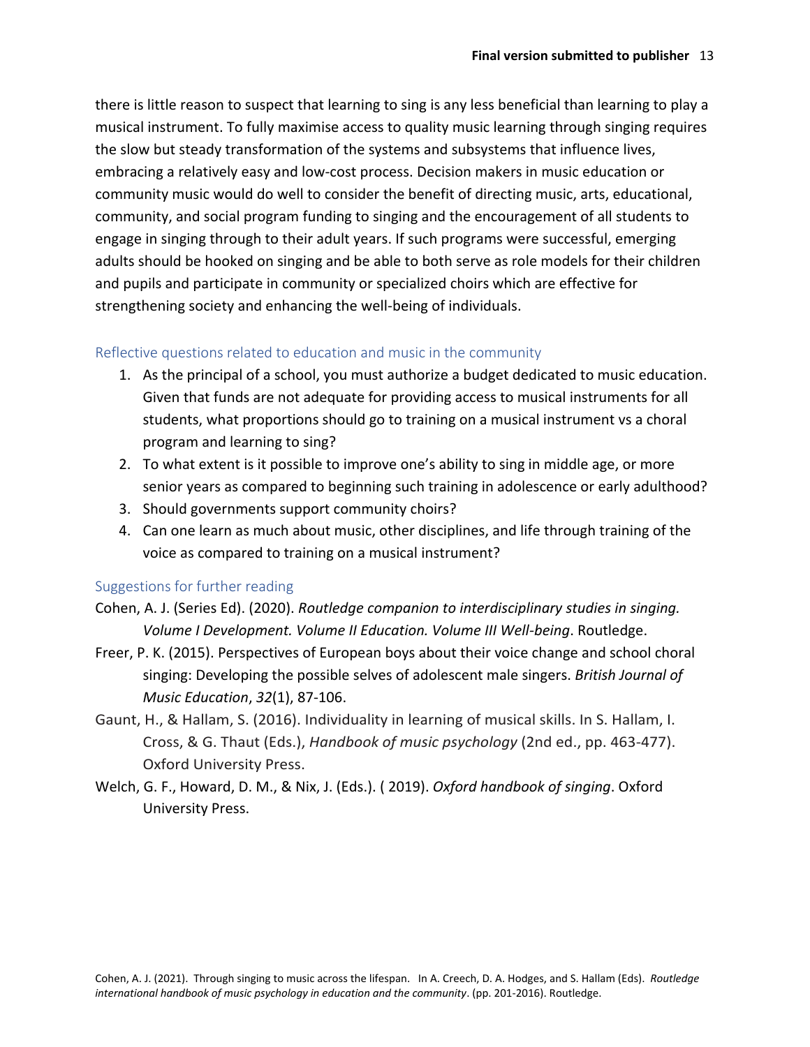there is little reason to suspect that learning to sing is any less beneficial than learning to play a musical instrument. To fully maximise access to quality music learning through singing requires the slow but steady transformation of the systems and subsystems that influence lives, embracing a relatively easy and low-cost process. Decision makers in music education or community music would do well to consider the benefit of directing music, arts, educational, community, and social program funding to singing and the encouragement of all students to engage in singing through to their adult years. If such programs were successful, emerging adults should be hooked on singing and be able to both serve as role models for their children and pupils and participate in community or specialized choirs which are effective for strengthening society and enhancing the well-being of individuals.

## Reflective questions related to education and music in the community

1. As the principal of a school, you must authorize a budget dedicated to music education. Given that funds are not adequate for providing access to musical instruments for all students, what proportions should go to training on a musical instrument vs a choral program and learning to sing?
2. To what extent is it possible to improve one's ability to sing in middle age, or more senior years as compared to beginning such training in adolescence or early adulthood?
3. Should governments support community choirs?
4. Can one learn as much about music, other disciplines, and life through training of the voice as compared to training on a musical instrument?

## Suggestions for further reading

Cohen, A. J. (Series Ed). (2020). *Routledge companion to interdisciplinary studies in singing. Volume I Development. Volume II Education. Volume III Well-being*. Routledge.

Freer, P. K. (2015). Perspectives of European boys about their voice change and school choral singing: Developing the possible selves of adolescent male singers. *British Journal of Music Education*, *32*(1), 87-106.

Gaunt, H., & Hallam, S. (2016). Individuality in learning of musical skills. In S. Hallam, I. Cross, & G. Thaut (Eds.), *Handbook of music psychology* (2nd ed., pp. 463-477). Oxford University Press.

Welch, G. F., Howard, D. M., & Nix, J. (Eds.). ( 2019). *Oxford handbook of singing*. Oxford University Press.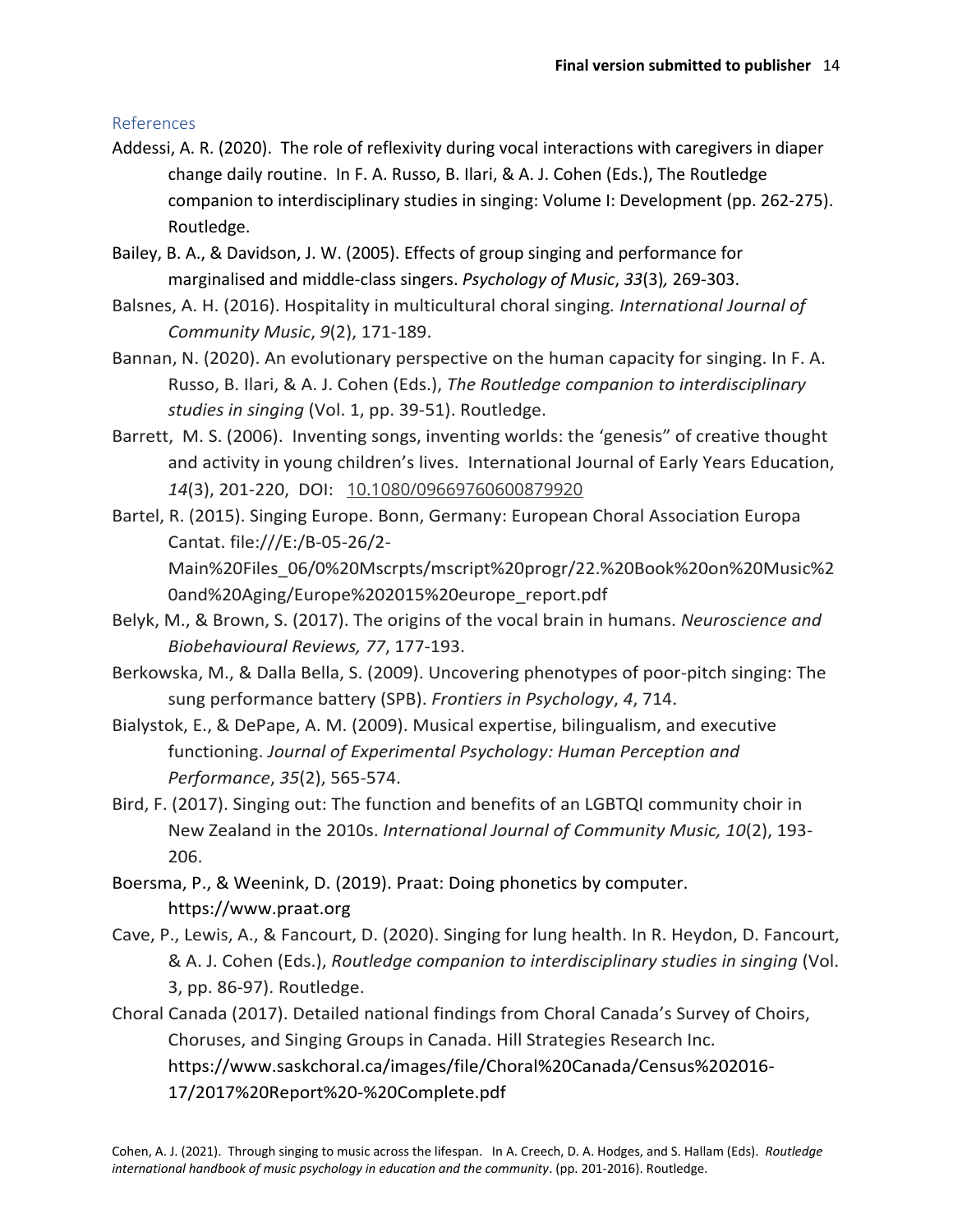## References

Addessi, A. R. (2020). The role of reflexivity during vocal interactions with caregivers in diaper change daily routine. In F. A. Russo, B. Ilari, & A. J. Cohen (Eds.), The Routledge companion to interdisciplinary studies in singing: Volume I: Development (pp. 262-275). Routledge.

Bailey, B. A., & Davidson, J. W. (2005). Effects of group singing and performance for marginalised and middle-class singers. *Psychology of Music*, *33*(3), 269-303.

Balsnes, A. H. (2016). Hospitality in multicultural choral singing. *International Journal of Community Music*, *9*(2), 171-189.

Bannan, N. (2020). An evolutionary perspective on the human capacity for singing. In F. A. Russo, B. Ilari, & A. J. Cohen (Eds.), *The Routledge companion to interdisciplinary studies in singing* (Vol. 1, pp. 39-51). Routledge.

Barrett, M. S. (2006). Inventing songs, inventing worlds: the 'genesis" of creative thought and activity in young children's lives. International Journal of Early Years Education, *14*(3), 201-220, DOI: 10.1080/09669760600879920

Bartel, R. (2015). Singing Europe. Bonn, Germany: European Choral Association Europa Cantat. file:///E:/B-05-26/2-Main%20Files_06/0%20Mscrpts/mscript%20progr/22.%20Book%20on%20Music%20and%20Aging/Europe%202015%20europe_report.pdf

Belyk, M., & Brown, S. (2017). The origins of the vocal brain in humans. *Neuroscience and Biobehavioural Reviews, 77*, 177-193.

Berkowska, M., & Dalla Bella, S. (2009). Uncovering phenotypes of poor-pitch singing: The sung performance battery (SPB). *Frontiers in Psychology*, *4*, 714.

Bialystok, E., & DePape, A. M. (2009). Musical expertise, bilingualism, and executive functioning. *Journal of Experimental Psychology: Human Perception and Performance*, *35*(2), 565-574.

Bird, F. (2017). Singing out: The function and benefits of an LGBTQI community choir in New Zealand in the 2010s. *International Journal of Community Music, 10*(2), 193-206.

Boersma, P., & Weenink, D. (2019). Praat: Doing phonetics by computer. https://www.praat.org

Cave, P., Lewis, A., & Fancourt, D. (2020). Singing for lung health. In R. Heydon, D. Fancourt, & A. J. Cohen (Eds.), *Routledge companion to interdisciplinary studies in singing* (Vol. 3, pp. 86-97). Routledge.

Choral Canada (2017). Detailed national findings from Choral Canada's Survey of Choirs, Choruses, and Singing Groups in Canada. Hill Strategies Research Inc. https://www.saskchoral.ca/images/file/Choral%20Canada/Census%202016-17/2017%20Report%20-%20Complete.pdf

Cohen, A. J. (2021). Through singing to music across the lifespan. In A. Creech, D. A. Hodges, and S. Hallam (Eds). *Routledge international handbook of music psychology in education and the community*. (pp. 201-2016). Routledge.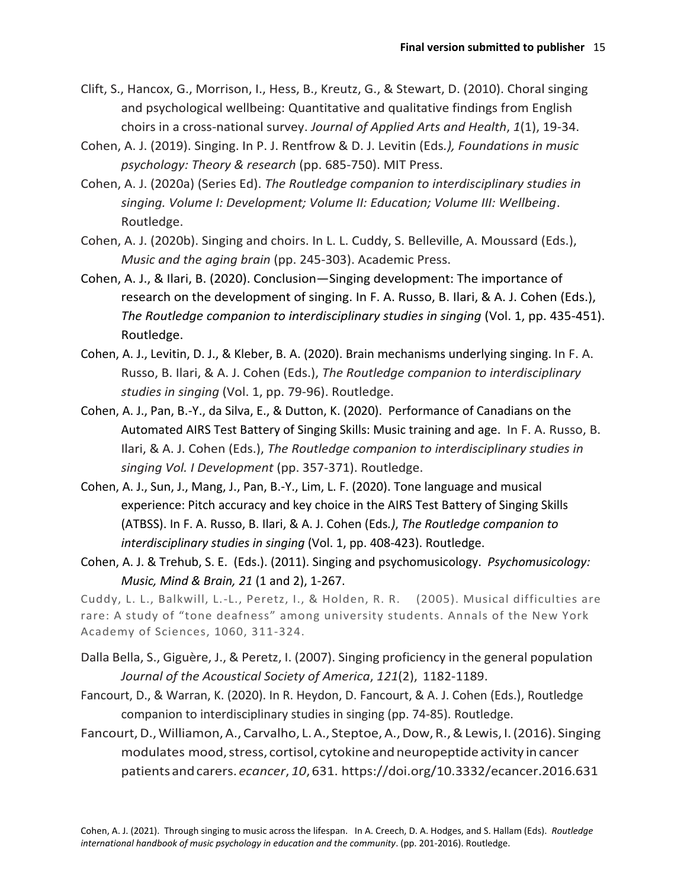Clift, S., Hancox, G., Morrison, I., Hess, B., Kreutz, G., & Stewart, D. (2010). Choral singing and psychological wellbeing: Quantitative and qualitative findings from English choirs in a cross-national survey. *Journal of Applied Arts and Health*, *1*(1), 19-34.

Cohen, A. J. (2019). Singing. In P. J. Rentfrow & D. J. Levitin (Eds*.), Foundations in music psychology: Theory & research* (pp. 685-750). MIT Press.

Cohen, A. J. (2020a) (Series Ed). *The Routledge companion to interdisciplinary studies in singing. Volume I: Development; Volume II: Education; Volume III: Wellbeing*. Routledge.

Cohen, A. J. (2020b). Singing and choirs. In L. L. Cuddy, S. Belleville, A. Moussard (Eds.), *Music and the aging brain* (pp. 245-303). Academic Press.

Cohen, A. J., & Ilari, B. (2020). Conclusion—Singing development: The importance of research on the development of singing. In F. A. Russo, B. Ilari, & A. J. Cohen (Eds.), *The Routledge companion to interdisciplinary studies in singing* (Vol. 1, pp. 435-451). Routledge.

Cohen, A. J., Levitin, D. J., & Kleber, B. A. (2020). Brain mechanisms underlying singing. In F. A. Russo, B. Ilari, & A. J. Cohen (Eds.), *The Routledge companion to interdisciplinary studies in singing* (Vol. 1, pp. 79-96). Routledge.

Cohen, A. J., Pan, B.-Y., da Silva, E., & Dutton, K. (2020). Performance of Canadians on the Automated AIRS Test Battery of Singing Skills: Music training and age. In F. A. Russo, B. Ilari, & A. J. Cohen (Eds.), *The Routledge companion to interdisciplinary studies in singing Vol. I Development* (pp. 357-371). Routledge.

Cohen, A. J., Sun, J., Mang, J., Pan, B.-Y., Lim, L. F. (2020). Tone language and musical experience: Pitch accuracy and key choice in the AIRS Test Battery of Singing Skills (ATBSS). In F. A. Russo, B. Ilari, & A. J. Cohen (Eds*.)*, *The Routledge companion to interdisciplinary studies in singing* (Vol. 1, pp. 408-423). Routledge.

Cohen, A. J. & Trehub, S. E. (Eds.). (2011). Singing and psychomusicology. *Psychomusicology: Music, Mind & Brain, 21* (1 and 2), 1-267.

Cuddy, L. L., Balkwill, L.-L., Peretz, I., & Holden, R. R. (2005). Musical difficulties are rare: A study of "tone deafness" among university students. Annals of the New York Academy of Sciences, 1060, 311-324.

Dalla Bella, S., Giguère, J., & Peretz, I. (2007). Singing proficiency in the general population *Journal of the Acoustical Society of America*, *121*(2), 1182-1189.

Fancourt, D., & Warran, K. (2020). In R. Heydon, D. Fancourt, & A. J. Cohen (Eds.), Routledge companion to interdisciplinary studies in singing (pp. 74-85). Routledge.

Fancourt, D., Williamon, A., Carvalho, L. A., Steptoe, A., Dow, R., & Lewis, I. (2016). Singing modulates mood, stress, cortisol, cytokine and neuropeptide activity in cancer patients and carers. *ecancer*, *10*, 631. https://doi.org/10.3332/ecancer.2016.631

Cohen, A. J. (2021). Through singing to music across the lifespan. In A. Creech, D. A. Hodges, and S. Hallam (Eds). *Routledge international handbook of music psychology in education and the community*. (pp. 201-2016). Routledge.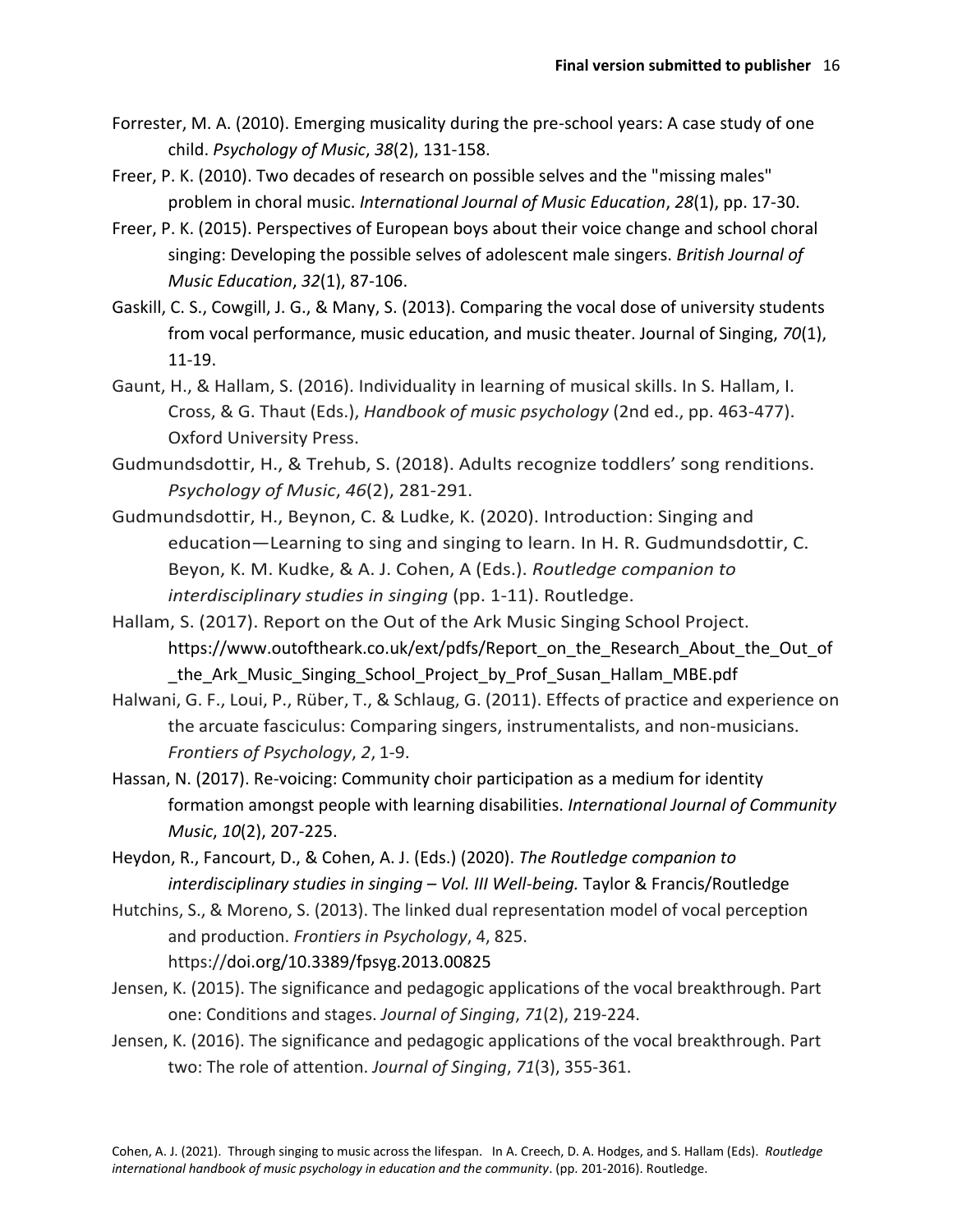Forrester, M. A. (2010). Emerging musicality during the pre-school years: A case study of one child. *Psychology of Music*, *38*(2), 131-158.

Freer, P. K. (2010). Two decades of research on possible selves and the "missing males" problem in choral music. *International Journal of Music Education*, *28*(1), pp. 17-30.

Freer, P. K. (2015). Perspectives of European boys about their voice change and school choral singing: Developing the possible selves of adolescent male singers. *British Journal of Music Education*, *32*(1), 87-106.

Gaskill, C. S., Cowgill, J. G., & Many, S. (2013). Comparing the vocal dose of university students from vocal performance, music education, and music theater. Journal of Singing, *70*(1), 11-19.

Gaunt, H., & Hallam, S. (2016). Individuality in learning of musical skills. In S. Hallam, I. Cross, & G. Thaut (Eds.), *Handbook of music psychology* (2nd ed., pp. 463-477). Oxford University Press.

Gudmundsdottir, H., & Trehub, S. (2018). Adults recognize toddlers' song renditions. *Psychology of Music*, *46*(2), 281-291.

Gudmundsdottir, H., Beynon, C. & Ludke, K. (2020). Introduction: Singing and education—Learning to sing and singing to learn. In H. R. Gudmundsdottir, C. Beyon, K. M. Kudke, & A. J. Cohen, A (Eds.). *Routledge companion to interdisciplinary studies in singing* (pp. 1-11). Routledge.

Hallam, S. (2017). Report on the Out of the Ark Music Singing School Project. https://www.outoftheark.co.uk/ext/pdfs/Report_on_the_Research_About_the_Out_of_the_Ark_Music_Singing_School_Project_by_Prof_Susan_Hallam_MBE.pdf

Halwani, G. F., Loui, P., Rüber, T., & Schlaug, G. (2011). Effects of practice and experience on the arcuate fasciculus: Comparing singers, instrumentalists, and non-musicians. *Frontiers of Psychology*, *2*, 1-9.

Hassan, N. (2017). Re-voicing: Community choir participation as a medium for identity formation amongst people with learning disabilities. *International Journal of Community Music*, *10*(2), 207-225.

Heydon, R., Fancourt, D., & Cohen, A. J. (Eds.) (2020). *The Routledge companion to interdisciplinary studies in singing – Vol. III Well-being.* Taylor & Francis/Routledge

Hutchins, S., & Moreno, S. (2013). The linked dual representation model of vocal perception and production. *Frontiers in Psychology*, 4, 825. https://doi.org/10.3389/fpsyg.2013.00825

Jensen, K. (2015). The significance and pedagogic applications of the vocal breakthrough. Part one: Conditions and stages. *Journal of Singing*, *71*(2), 219-224.

Jensen, K. (2016). The significance and pedagogic applications of the vocal breakthrough. Part two: The role of attention. *Journal of Singing*, *71*(3), 355-361.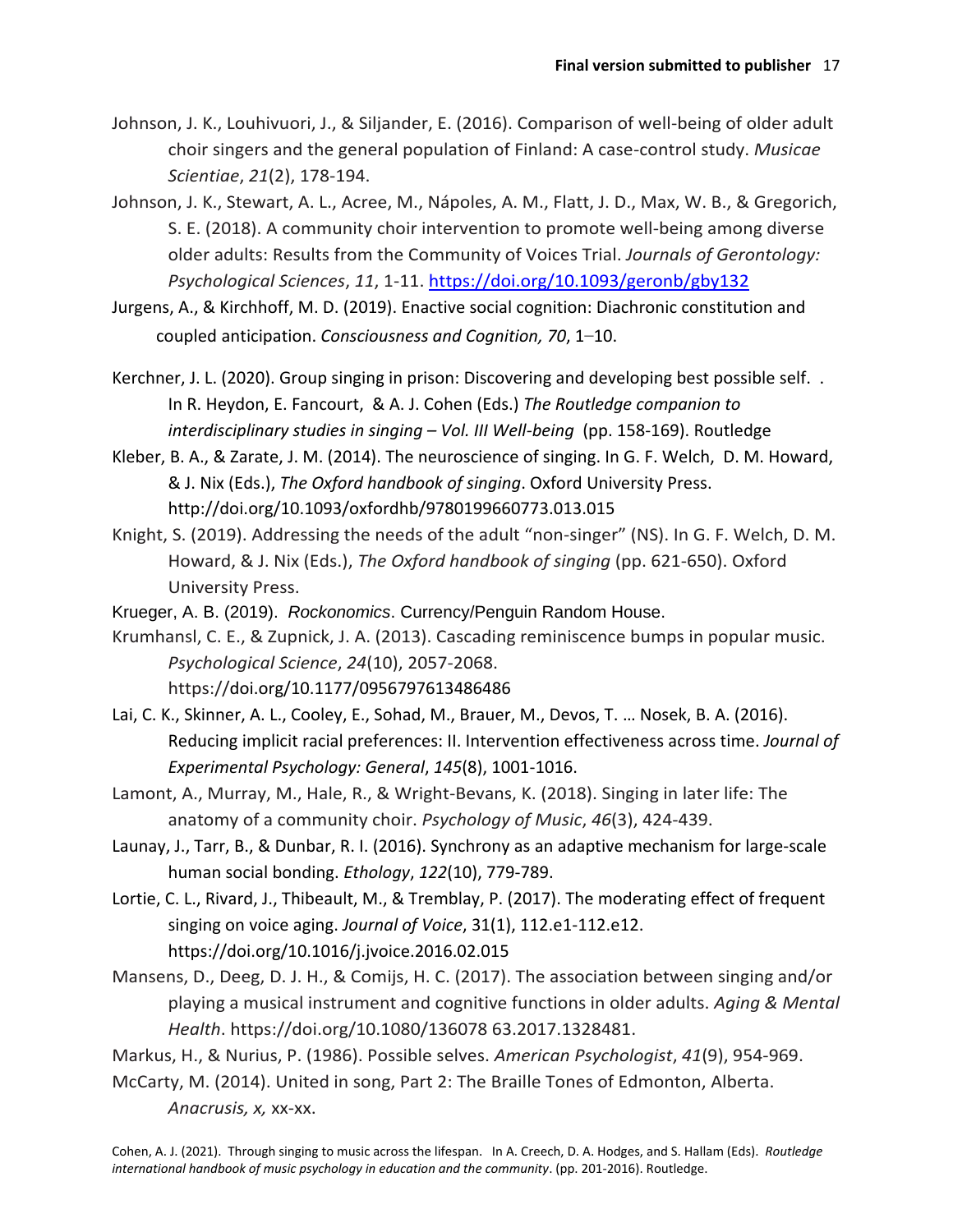Johnson, J. K., Louhivuori, J., & Siljander, E. (2016). Comparison of well-being of older adult choir singers and the general population of Finland: A case-control study. *Musicae Scientiae*, *21*(2), 178-194.

Johnson, J. K., Stewart, A. L., Acree, M., Nápoles, A. M., Flatt, J. D., Max, W. B., & Gregorich, S. E. (2018). A community choir intervention to promote well-being among diverse older adults: Results from the Community of Voices Trial. *Journals of Gerontology: Psychological Sciences*, *11*, 1-11. https://doi.org/10.1093/geronb/gby132

Jurgens, A., & Kirchhoff, M. D. (2019). Enactive social cognition: Diachronic constitution and coupled anticipation. *Consciousness and Cognition, 70*, 1–10.

Kerchner, J. L. (2020). Group singing in prison: Discovering and developing best possible self. . In R. Heydon, E. Fancourt, & A. J. Cohen (Eds.) *The Routledge companion to interdisciplinary studies in singing – Vol. III Well-being* (pp. 158-169). Routledge

Kleber, B. A., & Zarate, J. M. (2014). The neuroscience of singing. In G. F. Welch, D. M. Howard, & J. Nix (Eds.), *The Oxford handbook of singing*. Oxford University Press. http://doi.org/10.1093/oxfordhb/9780199660773.013.015

Knight, S. (2019). Addressing the needs of the adult "non-singer" (NS). In G. F. Welch, D. M. Howard, & J. Nix (Eds.), *The Oxford handbook of singing* (pp. 621-650). Oxford University Press.

Krueger, A. B. (2019). *Rockonomics*. Currency/Penguin Random House.

Krumhansl, C. E., & Zupnick, J. A. (2013). Cascading reminiscence bumps in popular music. *Psychological Science*, *24*(10), 2057-2068. https://doi.org/10.1177/0956797613486486

Lai, C. K., Skinner, A. L., Cooley, E., Sohad, M., Brauer, M., Devos, T. … Nosek, B. A. (2016). Reducing implicit racial preferences: II. Intervention effectiveness across time. *Journal of Experimental Psychology: General*, *145*(8), 1001-1016.

Lamont, A., Murray, M., Hale, R., & Wright-Bevans, K. (2018). Singing in later life: The anatomy of a community choir. *Psychology of Music*, *46*(3), 424-439.

Launay, J., Tarr, B., & Dunbar, R. I. (2016). Synchrony as an adaptive mechanism for large-scale human social bonding. *Ethology*, *122*(10), 779-789.

Lortie, C. L., Rivard, J., Thibeault, M., & Tremblay, P. (2017). The moderating effect of frequent singing on voice aging. *Journal of Voice*, 31(1), 112.e1-112.e12. https://doi.org/10.1016/j.jvoice.2016.02.015

Mansens, D., Deeg, D. J. H., & Comijs, H. C. (2017). The association between singing and/or playing a musical instrument and cognitive functions in older adults. *Aging & Mental Health*. https://doi.org/10.1080/136078 63.2017.1328481.

Markus, H., & Nurius, P. (1986). Possible selves. *American Psychologist*, *41*(9), 954-969.

McCarty, M. (2014). United in song, Part 2: The Braille Tones of Edmonton, Alberta. *Anacrusis, x,* xx-xx.

Cohen, A. J. (2021). Through singing to music across the lifespan. In A. Creech, D. A. Hodges, and S. Hallam (Eds). *Routledge international handbook of music psychology in education and the community*. (pp. 201-2016). Routledge.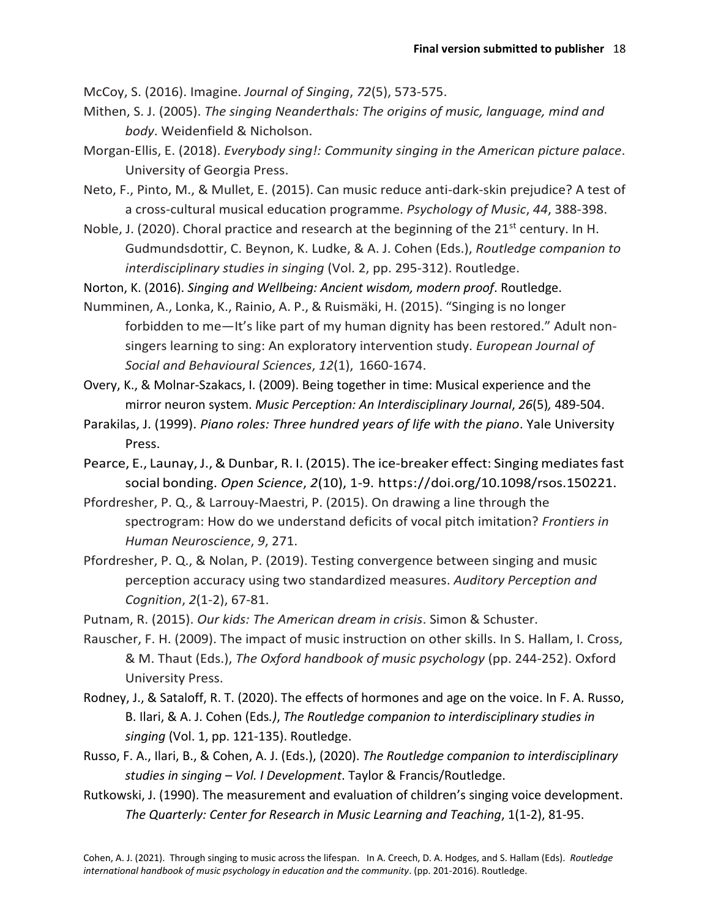McCoy, S. (2016). Imagine. *Journal of Singing*, *72*(5), 573-575.

Mithen, S. J. (2005). *The singing Neanderthals: The origins of music, language, mind and body*. Weidenfield & Nicholson.

Morgan-Ellis, E. (2018). *Everybody sing!: Community singing in the American picture palace*. University of Georgia Press.

Neto, F., Pinto, M., & Mullet, E. (2015). Can music reduce anti-dark-skin prejudice? A test of a cross-cultural musical education programme. *Psychology of Music*, *44*, 388-398.

Noble, J. (2020). Choral practice and research at the beginning of the 21st century. In H. Gudmundsdottir, C. Beynon, K. Ludke, & A. J. Cohen (Eds.), *Routledge companion to interdisciplinary studies in singing* (Vol. 2, pp. 295-312). Routledge.

Norton, K. (2016). *Singing and Wellbeing: Ancient wisdom, modern proof*. Routledge.

Numminen, A., Lonka, K., Rainio, A. P., & Ruismäki, H. (2015). "Singing is no longer forbidden to me—It's like part of my human dignity has been restored." Adult non-singers learning to sing: An exploratory intervention study. *European Journal of Social and Behavioural Sciences*, *12*(1), 1660-1674.

Overy, K., & Molnar-Szakacs, I. (2009). Being together in time: Musical experience and the mirror neuron system. *Music Perception: An Interdisciplinary Journal*, *26*(5)*,* 489-504.

Parakilas, J. (1999). *Piano roles: Three hundred years of life with the piano*. Yale University Press.

Pearce, E., Launay, J., & Dunbar, R. I. (2015). The ice-breaker effect: Singing mediates fast social bonding. *Open Science*, *2*(10), 1-9. https://doi.org/10.1098/rsos.150221.

Pfordresher, P. Q., & Larrouy-Maestri, P. (2015). On drawing a line through the spectrogram: How do we understand deficits of vocal pitch imitation? *Frontiers in Human Neuroscience*, *9*, 271.

Pfordresher, P. Q., & Nolan, P. (2019). Testing convergence between singing and music perception accuracy using two standardized measures. *Auditory Perception and Cognition*, *2*(1-2), 67-81.

Putnam, R. (2015). *Our kids: The American dream in crisis*. Simon & Schuster.

Rauscher, F. H. (2009). The impact of music instruction on other skills. In S. Hallam, I. Cross, & M. Thaut (Eds.), *The Oxford handbook of music psychology* (pp. 244-252). Oxford University Press.

Rodney, J., & Sataloff, R. T. (2020). The effects of hormones and age on the voice. In F. A. Russo, B. Ilari, & A. J. Cohen (Eds*.)*, *The Routledge companion to interdisciplinary studies in singing* (Vol. 1, pp. 121-135). Routledge.

Russo, F. A., Ilari, B., & Cohen, A. J. (Eds.), (2020). *The Routledge companion to interdisciplinary studies in singing – Vol. I Development*. Taylor & Francis/Routledge.

Rutkowski, J. (1990). The measurement and evaluation of children's singing voice development. *The Quarterly: Center for Research in Music Learning and Teaching*, 1(1-2), 81-95.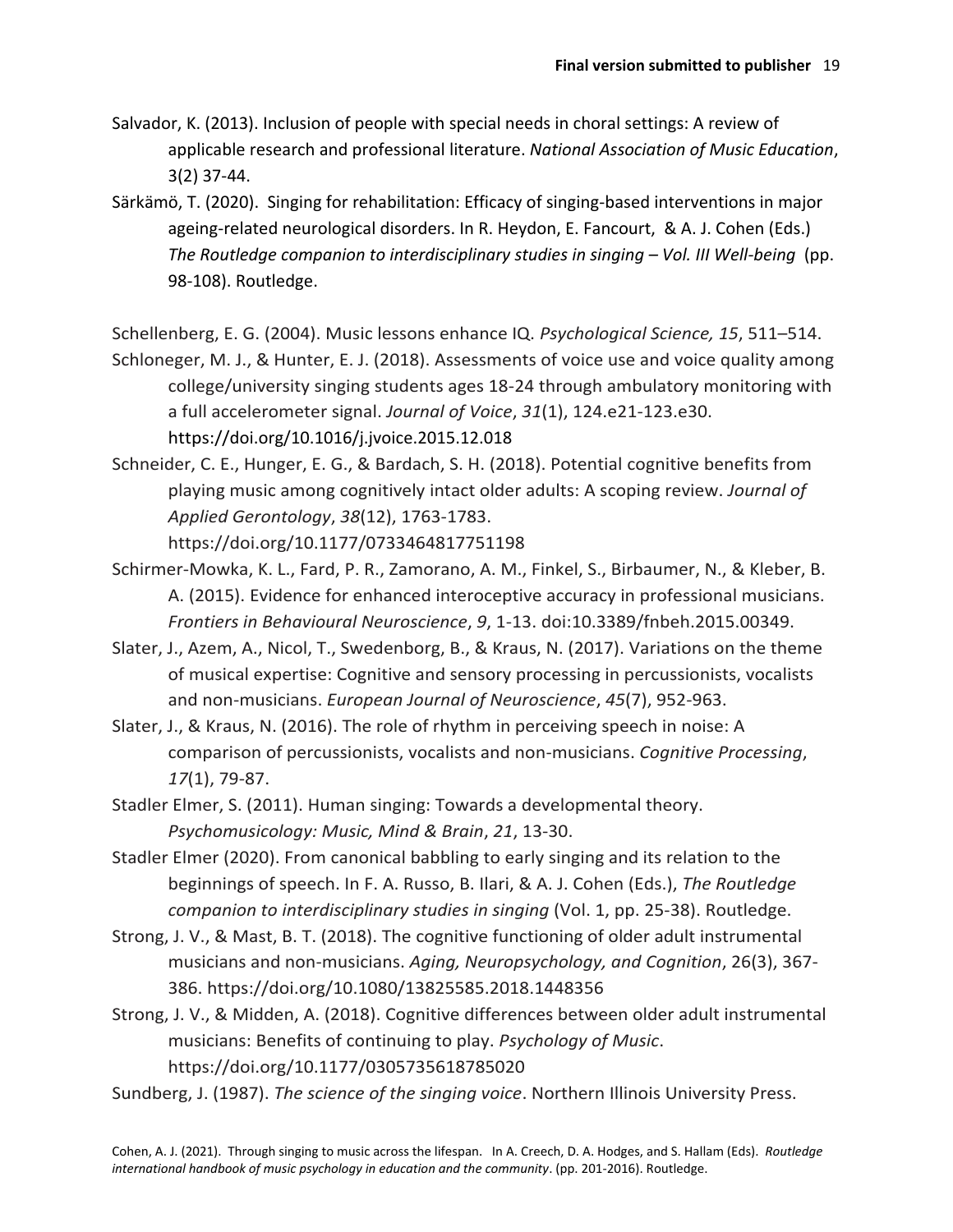Salvador, K. (2013). Inclusion of people with special needs in choral settings: A review of applicable research and professional literature. *National Association of Music Education*, 3(2) 37-44.

Särkämö, T. (2020). Singing for rehabilitation: Efficacy of singing-based interventions in major ageing-related neurological disorders. In R. Heydon, E. Fancourt, & A. J. Cohen (Eds.) *The Routledge companion to interdisciplinary studies in singing – Vol. III Well-being* (pp. 98-108). Routledge.

Schellenberg, E. G. (2004). Music lessons enhance IQ. *Psychological Science, 15*, 511–514.

Schloneger, M. J., & Hunter, E. J. (2018). Assessments of voice use and voice quality among college/university singing students ages 18-24 through ambulatory monitoring with a full accelerometer signal. *Journal of Voice*, *31*(1), 124.e21-123.e30. https://doi.org/10.1016/j.jvoice.2015.12.018

Schneider, C. E., Hunger, E. G., & Bardach, S. H. (2018). Potential cognitive benefits from playing music among cognitively intact older adults: A scoping review. *Journal of Applied Gerontology*, *38*(12), 1763-1783. https://doi.org/10.1177/0733464817751198

Schirmer-Mowka, K. L., Fard, P. R., Zamorano, A. M., Finkel, S., Birbaumer, N., & Kleber, B. A. (2015). Evidence for enhanced interoceptive accuracy in professional musicians. *Frontiers in Behavioural Neuroscience*, *9*, 1-13. doi:10.3389/fnbeh.2015.00349.

Slater, J., Azem, A., Nicol, T., Swedenborg, B., & Kraus, N. (2017). Variations on the theme of musical expertise: Cognitive and sensory processing in percussionists, vocalists and non-musicians. *European Journal of Neuroscience*, *45*(7), 952-963.

Slater, J., & Kraus, N. (2016). The role of rhythm in perceiving speech in noise: A comparison of percussionists, vocalists and non-musicians. *Cognitive Processing*, *17*(1), 79-87.

Stadler Elmer, S. (2011). Human singing: Towards a developmental theory. *Psychomusicology: Music, Mind & Brain*, *21*, 13-30.

Stadler Elmer (2020). From canonical babbling to early singing and its relation to the beginnings of speech. In F. A. Russo, B. Ilari, & A. J. Cohen (Eds.), *The Routledge companion to interdisciplinary studies in singing* (Vol. 1, pp. 25-38). Routledge.

Strong, J. V., & Mast, B. T. (2018). The cognitive functioning of older adult instrumental musicians and non-musicians. *Aging, Neuropsychology, and Cognition*, 26(3), 367-386. https://doi.org/10.1080/13825585.2018.1448356

Strong, J. V., & Midden, A. (2018). Cognitive differences between older adult instrumental musicians: Benefits of continuing to play. *Psychology of Music*. https://doi.org/10.1177/0305735618785020

Sundberg, J. (1987). *The science of the singing voice*. Northern Illinois University Press.

Cohen, A. J. (2021). Through singing to music across the lifespan. In A. Creech, D. A. Hodges, and S. Hallam (Eds). *Routledge international handbook of music psychology in education and the community*. (pp. 201-2016). Routledge.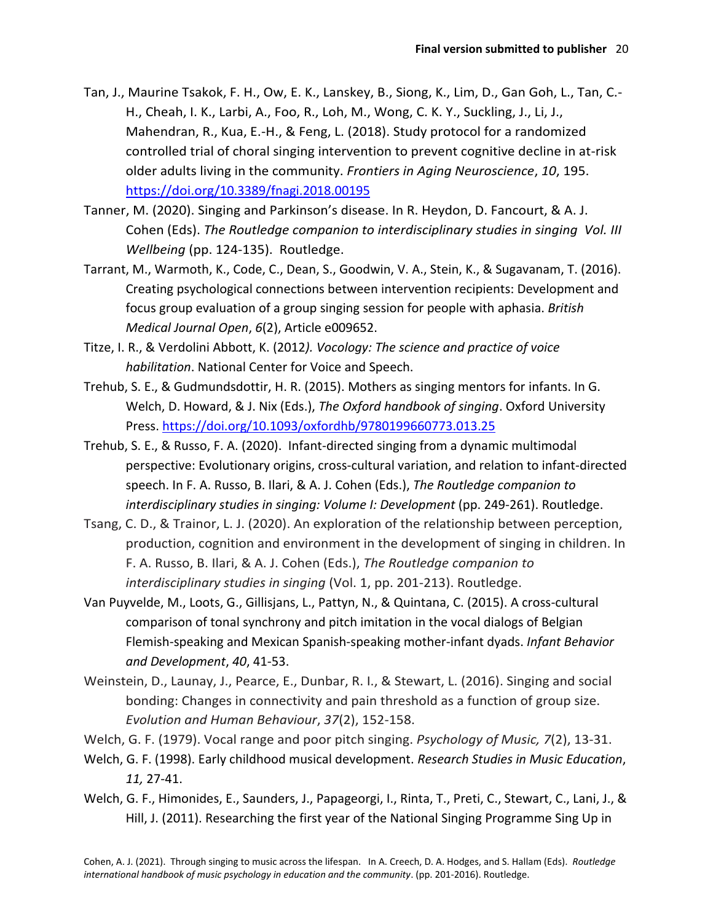Tan, J., Maurine Tsakok, F. H., Ow, E. K., Lanskey, B., Siong, K., Lim, D., Gan Goh, L., Tan, C.-H., Cheah, I. K., Larbi, A., Foo, R., Loh, M., Wong, C. K. Y., Suckling, J., Li, J., Mahendran, R., Kua, E.-H., & Feng, L. (2018). Study protocol for a randomized controlled trial of choral singing intervention to prevent cognitive decline in at-risk older adults living in the community. *Frontiers in Aging Neuroscience*, *10*, 195. https://doi.org/10.3389/fnagi.2018.00195

Tanner, M. (2020). Singing and Parkinson's disease. In R. Heydon, D. Fancourt, & A. J. Cohen (Eds). *The Routledge companion to interdisciplinary studies in singing Vol. III Wellbeing* (pp. 124-135). Routledge.

Tarrant, M., Warmoth, K., Code, C., Dean, S., Goodwin, V. A., Stein, K., & Sugavanam, T. (2016). Creating psychological connections between intervention recipients: Development and focus group evaluation of a group singing session for people with aphasia. *British Medical Journal Open*, *6*(2), Article e009652.

Titze, I. R., & Verdolini Abbott, K. (2012*). Vocology: The science and practice of voice habilitation*. National Center for Voice and Speech.

Trehub, S. E., & Gudmundsdottir, H. R. (2015). Mothers as singing mentors for infants. In G. Welch, D. Howard, & J. Nix (Eds.), *The Oxford handbook of singing*. Oxford University Press. https://doi.org/10.1093/oxfordhb/9780199660773.013.25

Trehub, S. E., & Russo, F. A. (2020). Infant-directed singing from a dynamic multimodal perspective: Evolutionary origins, cross-cultural variation, and relation to infant-directed speech. In F. A. Russo, B. Ilari, & A. J. Cohen (Eds.), *The Routledge companion to interdisciplinary studies in singing: Volume I: Development* (pp. 249-261). Routledge.

Tsang, C. D., & Trainor, L. J. (2020). An exploration of the relationship between perception, production, cognition and environment in the development of singing in children. In F. A. Russo, B. Ilari, & A. J. Cohen (Eds.), *The Routledge companion to interdisciplinary studies in singing* (Vol. 1, pp. 201-213). Routledge.

Van Puyvelde, M., Loots, G., Gillisjans, L., Pattyn, N., & Quintana, C. (2015). A cross-cultural comparison of tonal synchrony and pitch imitation in the vocal dialogs of Belgian Flemish-speaking and Mexican Spanish-speaking mother-infant dyads. *Infant Behavior and Development*, *40*, 41-53.

Weinstein, D., Launay, J., Pearce, E., Dunbar, R. I., & Stewart, L. (2016). Singing and social bonding: Changes in connectivity and pain threshold as a function of group size. *Evolution and Human Behaviour*, *37*(2), 152-158.

Welch, G. F. (1979). Vocal range and poor pitch singing. *Psychology of Music, 7*(2), 13-31.

Welch, G. F. (1998). Early childhood musical development. *Research Studies in Music Education*, *11,* 27-41.

Welch, G. F., Himonides, E., Saunders, J., Papageorgi, I., Rinta, T., Preti, C., Stewart, C., Lani, J., & Hill, J. (2011). Researching the first year of the National Singing Programme Sing Up in

Cohen, A. J. (2021). Through singing to music across the lifespan. In A. Creech, D. A. Hodges, and S. Hallam (Eds). *Routledge international handbook of music psychology in education and the community*. (pp. 201-2016). Routledge.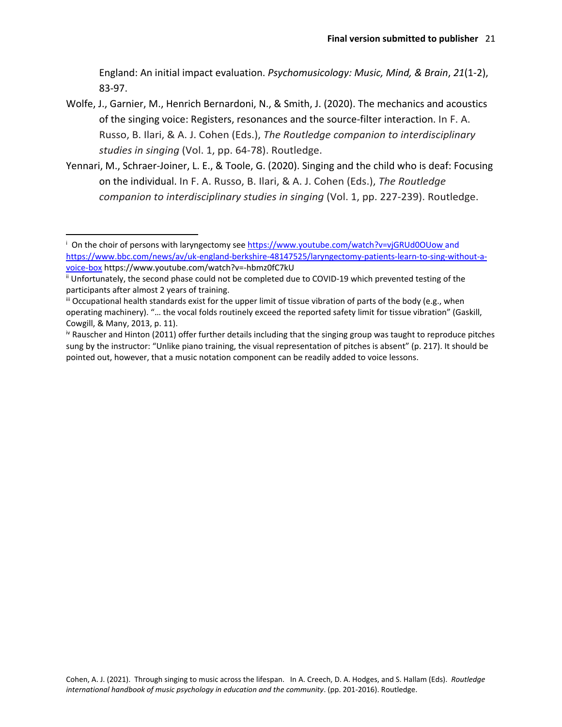England: An initial impact evaluation. *Psychomusicology: Music, Mind, & Brain*, *21*(1-2), 83-97.

Wolfe, J., Garnier, M., Henrich Bernardoni, N., & Smith, J. (2020). The mechanics and acoustics of the singing voice: Registers, resonances and the source-filter interaction. In F. A. Russo, B. Ilari, & A. J. Cohen (Eds.), *The Routledge companion to interdisciplinary studies in singing* (Vol. 1, pp. 64-78). Routledge.

Yennari, M., Schraer-Joiner, L. E., & Toole, G. (2020). Singing and the child who is deaf: Focusing on the individual. In F. A. Russo, B. Ilari, & A. J. Cohen (Eds.), *The Routledge companion to interdisciplinary studies in singing* (Vol. 1, pp. 227-239). Routledge.

---

[i] On the choir of persons with laryngectomy see https://www.youtube.com/watch?v=vjGRUd0OUow and https://www.bbc.com/news/av/uk-england-berkshire-48147525/laryngectomy-patients-learn-to-sing-without-a-voice-box https://www.youtube.com/watch?v=-hbmz0fC7kU

[ii] Unfortunately, the second phase could not be completed due to COVID-19 which prevented testing of the participants after almost 2 years of training.

[iii] Occupational health standards exist for the upper limit of tissue vibration of parts of the body (e.g., when operating machinery). "… the vocal folds routinely exceed the reported safety limit for tissue vibration" (Gaskill, Cowgill, & Many, 2013, p. 11).

[iv] Rauscher and Hinton (2011) offer further details including that the singing group was taught to reproduce pitches sung by the instructor: "Unlike piano training, the visual representation of pitches is absent" (p. 217). It should be pointed out, however, that a music notation component can be readily added to voice lessons.

Cohen, A. J. (2021). Through singing to music across the lifespan. In A. Creech, D. A. Hodges, and S. Hallam (Eds). *Routledge international handbook of music psychology in education and the community*. (pp. 201-2016). Routledge.